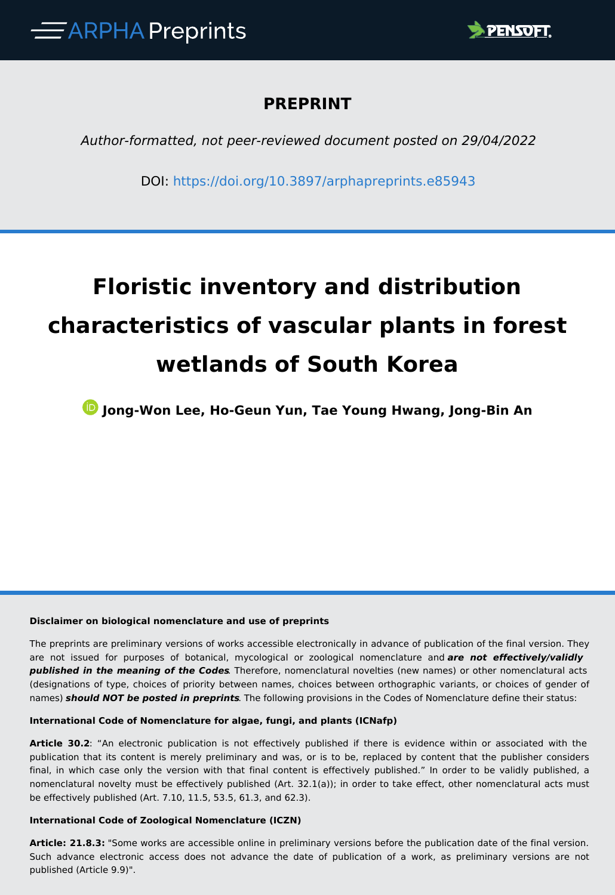ARPHA Preprints

PENSOFT.

**PREPRINT**

*Author-formatted, not peer-reviewed document posted on 29/04/2022*

DOI: https://doi.org/10.3897/arphapreprints.e85943

# Floristic inventory and distribution characteristics of vascular plants in forest wetlands of South Korea

**Jong-Won Lee, Ho-Geun Yun, Tae Young Hwang, Jong-Bin An**

**Disclaimer on biological nomenclature and use of preprints**

The preprints are preliminary versions of works accessible electronically in advance of publication of the final version. They are not issued for purposes of botanical, mycological or zoological nomenclature and ***are not effectively/validly published in the meaning of the Codes***. Therefore, nomenclatural novelties (new names) or other nomenclatural acts (designations of type, choices of priority between names, choices between orthographic variants, or choices of gender of names) ***should NOT be posted in preprints***. The following provisions in the Codes of Nomenclature define their status:

**International Code of Nomenclature for algae, fungi, and plants (ICNafp)**

**Article 30.2**: "An electronic publication is not effectively published if there is evidence within or associated with the publication that its content is merely preliminary and was, or is to be, replaced by content that the publisher considers final, in which case only the version with that final content is effectively published." In order to be validly published, a nomenclatural novelty must be effectively published (Art. 32.1(a)); in order to take effect, other nomenclatural acts must be effectively published (Art. 7.10, 11.5, 53.5, 61.3, and 62.3).

**International Code of Zoological Nomenclature (ICZN)**

**Article: 21.8.3:** "Some works are accessible online in preliminary versions before the publication date of the final version. Such advance electronic access does not advance the date of publication of a work, as preliminary versions are not published (Article 9.9)".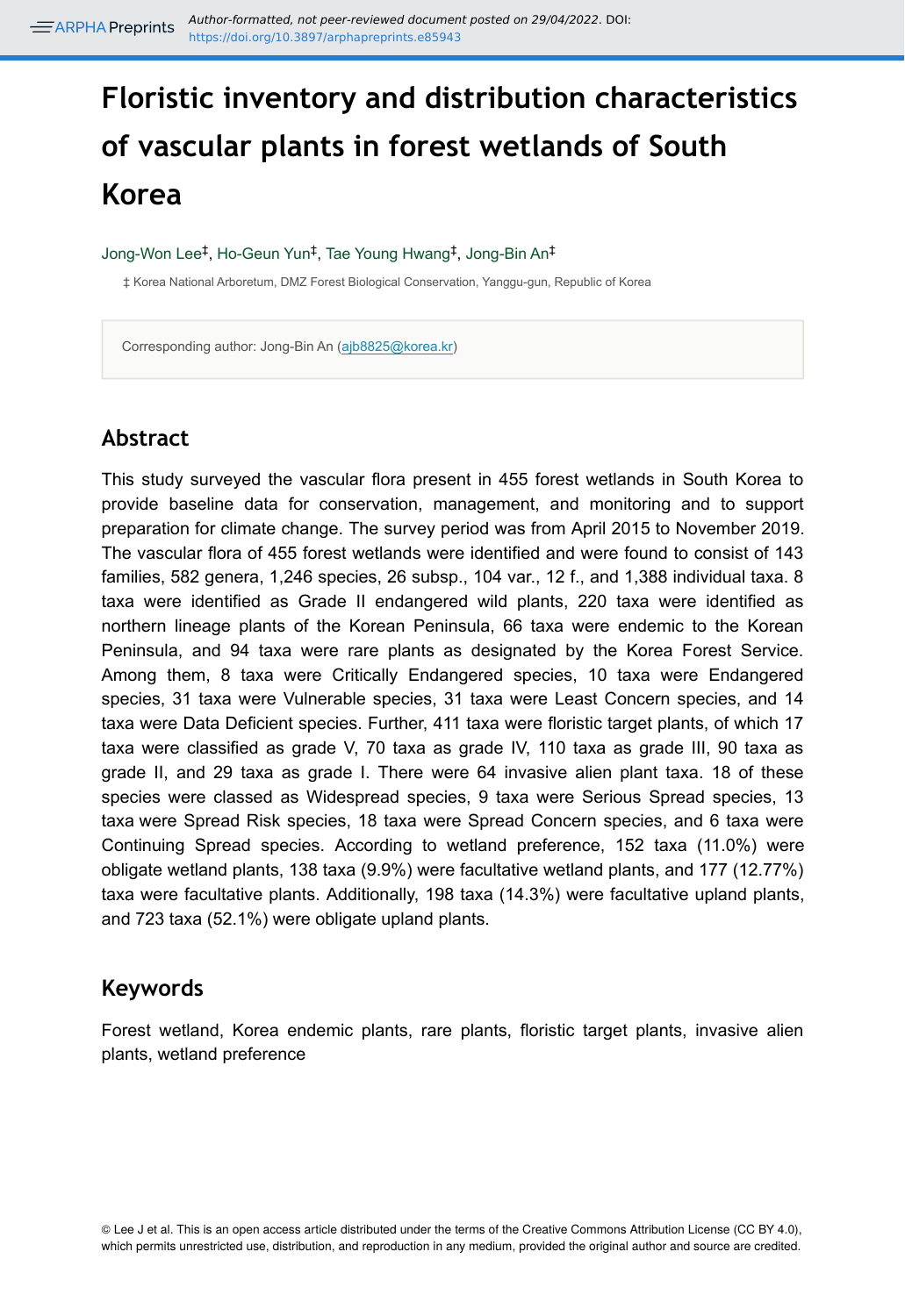# Floristic inventory and distribution characteristics of vascular plants in forest wetlands of South Korea

Jong-Won Lee[‡], Ho-Geun Yun[‡], Tae Young Hwang[‡], Jong-Bin An[‡]

‡ Korea National Arboretum, DMZ Forest Biological Conservation, Yanggu-gun, Republic of Korea

Corresponding author: Jong-Bin An (ajb8825@korea.kr)

## Abstract

This study surveyed the vascular flora present in 455 forest wetlands in South Korea to provide baseline data for conservation, management, and monitoring and to support preparation for climate change. The survey period was from April 2015 to November 2019. The vascular flora of 455 forest wetlands were identified and were found to consist of 143 families, 582 genera, 1,246 species, 26 subsp., 104 var., 12 f., and 1,388 individual taxa. 8 taxa were identified as Grade II endangered wild plants, 220 taxa were identified as northern lineage plants of the Korean Peninsula, 66 taxa were endemic to the Korean Peninsula, and 94 taxa were rare plants as designated by the Korea Forest Service. Among them, 8 taxa were Critically Endangered species, 10 taxa were Endangered species, 31 taxa were Vulnerable species, 31 taxa were Least Concern species, and 14 taxa were Data Deficient species. Further, 411 taxa were floristic target plants, of which 17 taxa were classified as grade V, 70 taxa as grade IV, 110 taxa as grade III, 90 taxa as grade II, and 29 taxa as grade I. There were 64 invasive alien plant taxa. 18 of these species were classed as Widespread species, 9 taxa were Serious Spread species, 13 taxa were Spread Risk species, 18 taxa were Spread Concern species, and 6 taxa were Continuing Spread species. According to wetland preference, 152 taxa (11.0%) were obligate wetland plants, 138 taxa (9.9%) were facultative wetland plants, and 177 (12.77%) taxa were facultative plants. Additionally, 198 taxa (14.3%) were facultative upland plants, and 723 taxa (52.1%) were obligate upland plants.

## Keywords

Forest wetland, Korea endemic plants, rare plants, floristic target plants, invasive alien plants, wetland preference

© Lee J et al. This is an open access article distributed under the terms of the Creative Commons Attribution License (CC BY 4.0), which permits unrestricted use, distribution, and reproduction in any medium, provided the original author and source are credited.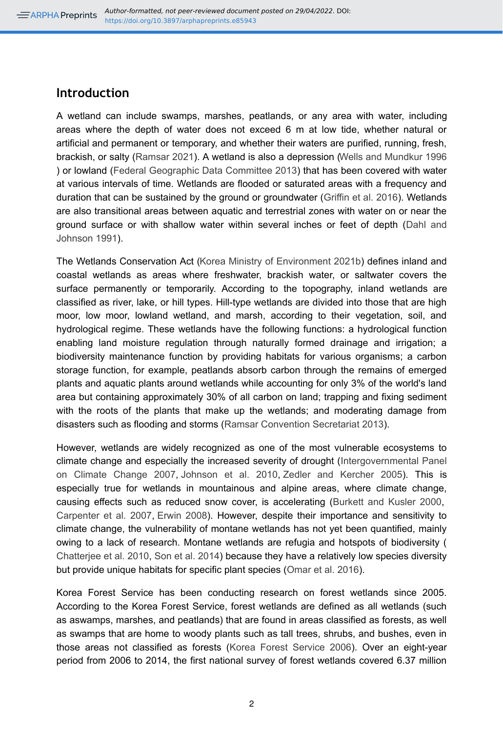## Introduction

A wetland can include swamps, marshes, peatlands, or any area with water, including areas where the depth of water does not exceed 6 m at low tide, whether natural or artificial and permanent or temporary, and whether their waters are purified, running, fresh, brackish, or salty (Ramsar 2021). A wetland is also a depression (Wells and Mundkur 1996 ) or lowland (Federal Geographic Data Committee 2013) that has been covered with water at various intervals of time. Wetlands are flooded or saturated areas with a frequency and duration that can be sustained by the ground or groundwater (Griffin et al. 2016). Wetlands are also transitional areas between aquatic and terrestrial zones with water on or near the ground surface or with shallow water within several inches or feet of depth (Dahl and Johnson 1991).

The Wetlands Conservation Act (Korea Ministry of Environment 2021b) defines inland and coastal wetlands as areas where freshwater, brackish water, or saltwater covers the surface permanently or temporarily. According to the topography, inland wetlands are classified as river, lake, or hill types. Hill-type wetlands are divided into those that are high moor, low moor, lowland wetland, and marsh, according to their vegetation, soil, and hydrological regime. These wetlands have the following functions: a hydrological function enabling land moisture regulation through naturally formed drainage and irrigation; a biodiversity maintenance function by providing habitats for various organisms; a carbon storage function, for example, peatlands absorb carbon through the remains of emerged plants and aquatic plants around wetlands while accounting for only 3% of the world's land area but containing approximately 30% of all carbon on land; trapping and fixing sediment with the roots of the plants that make up the wetlands; and moderating damage from disasters such as flooding and storms (Ramsar Convention Secretariat 2013).

However, wetlands are widely recognized as one of the most vulnerable ecosystems to climate change and especially the increased severity of drought (Intergovernmental Panel on Climate Change 2007, Johnson et al. 2010, Zedler and Kercher 2005). This is especially true for wetlands in mountainous and alpine areas, where climate change, causing effects such as reduced snow cover, is accelerating (Burkett and Kusler 2000, Carpenter et al. 2007, Erwin 2008). However, despite their importance and sensitivity to climate change, the vulnerability of montane wetlands has not yet been quantified, mainly owing to a lack of research. Montane wetlands are refugia and hotspots of biodiversity ( Chatterjee et al. 2010, Son et al. 2014) because they have a relatively low species diversity but provide unique habitats for specific plant species (Omar et al. 2016).

Korea Forest Service has been conducting research on forest wetlands since 2005. According to the Korea Forest Service, forest wetlands are defined as all wetlands (such as aswamps, marshes, and peatlands) that are found in areas classified as forests, as well as swamps that are home to woody plants such as tall trees, shrubs, and bushes, even in those areas not classified as forests (Korea Forest Service 2006). Over an eight-year period from 2006 to 2014, the first national survey of forest wetlands covered 6.37 million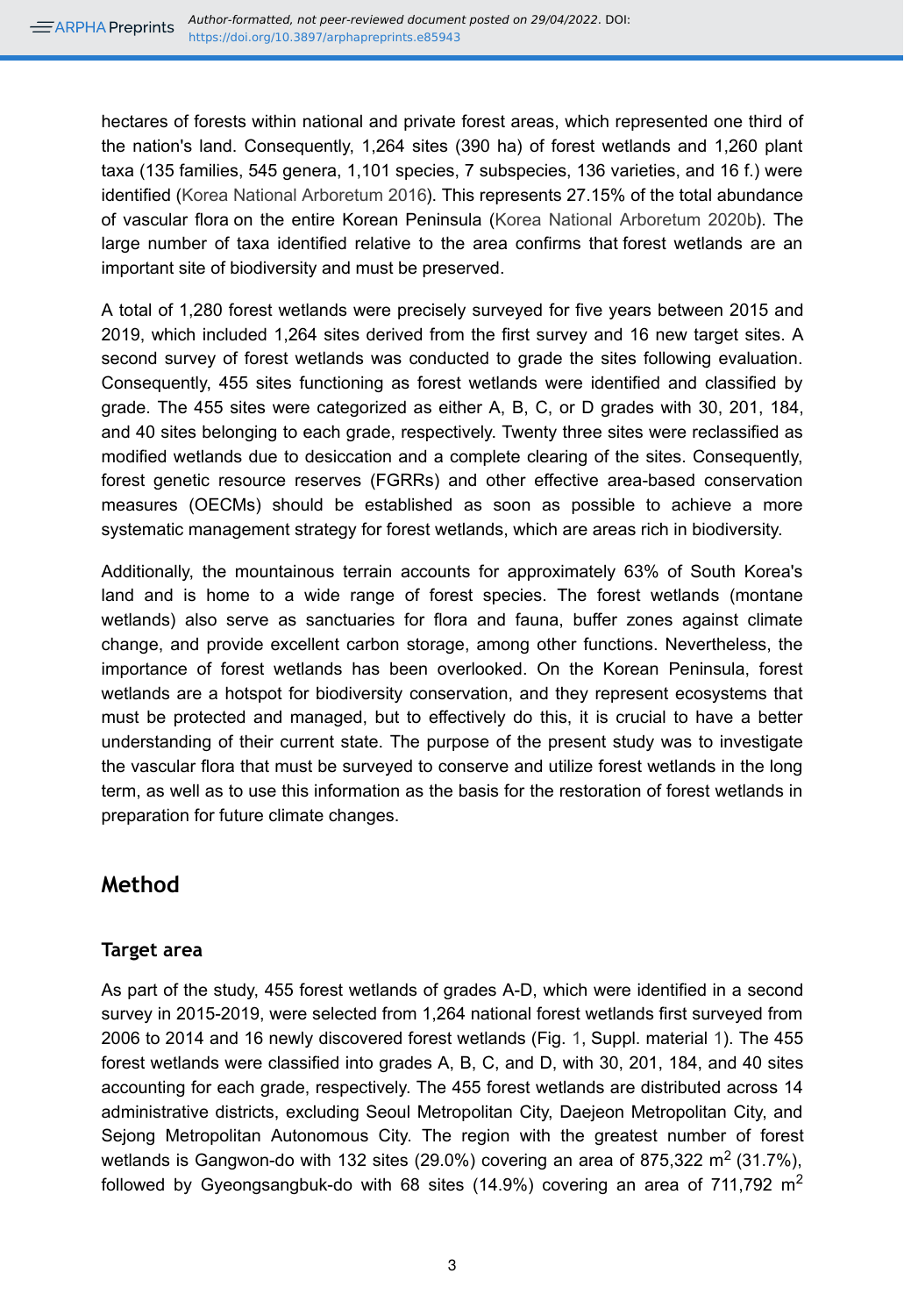hectares of forests within national and private forest areas, which represented one third of the nation's land. Consequently, 1,264 sites (390 ha) of forest wetlands and 1,260 plant taxa (135 families, 545 genera, 1,101 species, 7 subspecies, 136 varieties, and 16 f.) were identified (Korea National Arboretum 2016). This represents 27.15% of the total abundance of vascular flora on the entire Korean Peninsula (Korea National Arboretum 2020b). The large number of taxa identified relative to the area confirms that forest wetlands are an important site of biodiversity and must be preserved.

A total of 1,280 forest wetlands were precisely surveyed for five years between 2015 and 2019, which included 1,264 sites derived from the first survey and 16 new target sites. A second survey of forest wetlands was conducted to grade the sites following evaluation. Consequently, 455 sites functioning as forest wetlands were identified and classified by grade. The 455 sites were categorized as either A, B, C, or D grades with 30, 201, 184, and 40 sites belonging to each grade, respectively. Twenty three sites were reclassified as modified wetlands due to desiccation and a complete clearing of the sites. Consequently, forest genetic resource reserves (FGRRs) and other effective area-based conservation measures (OECMs) should be established as soon as possible to achieve a more systematic management strategy for forest wetlands, which are areas rich in biodiversity.

Additionally, the mountainous terrain accounts for approximately 63% of South Korea's land and is home to a wide range of forest species. The forest wetlands (montane wetlands) also serve as sanctuaries for flora and fauna, buffer zones against climate change, and provide excellent carbon storage, among other functions. Nevertheless, the importance of forest wetlands has been overlooked. On the Korean Peninsula, forest wetlands are a hotspot for biodiversity conservation, and they represent ecosystems that must be protected and managed, but to effectively do this, it is crucial to have a better understanding of their current state. The purpose of the present study was to investigate the vascular flora that must be surveyed to conserve and utilize forest wetlands in the long term, as well as to use this information as the basis for the restoration of forest wetlands in preparation for future climate changes.

## Method

### Target area

As part of the study, 455 forest wetlands of grades A-D, which were identified in a second survey in 2015-2019, were selected from 1,264 national forest wetlands first surveyed from 2006 to 2014 and 16 newly discovered forest wetlands (Fig. 1, Suppl. material 1). The 455 forest wetlands were classified into grades A, B, C, and D, with 30, 201, 184, and 40 sites accounting for each grade, respectively. The 455 forest wetlands are distributed across 14 administrative districts, excluding Seoul Metropolitan City, Daejeon Metropolitan City, and Sejong Metropolitan Autonomous City. The region with the greatest number of forest wetlands is Gangwon-do with 132 sites (29.0%) covering an area of 875,322 m$^2$ (31.7%), followed by Gyeongsangbuk-do with 68 sites (14.9%) covering an area of 711,792 m$^2$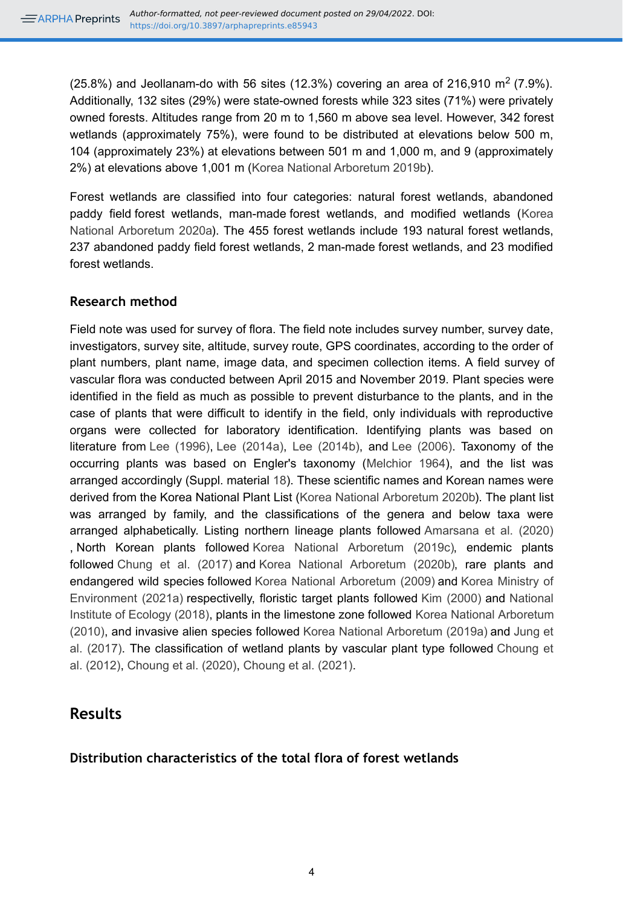(25.8%) and Jeollanam-do with 56 sites (12.3%) covering an area of 216,910 m$^2$ (7.9%). Additionally, 132 sites (29%) were state-owned forests while 323 sites (71%) were privately owned forests. Altitudes range from 20 m to 1,560 m above sea level. However, 342 forest wetlands (approximately 75%), were found to be distributed at elevations below 500 m, 104 (approximately 23%) at elevations between 501 m and 1,000 m, and 9 (approximately 2%) at elevations above 1,001 m (Korea National Arboretum 2019b).

Forest wetlands are classified into four categories: natural forest wetlands, abandoned paddy field forest wetlands, man-made forest wetlands, and modified wetlands (Korea National Arboretum 2020a). The 455 forest wetlands include 193 natural forest wetlands, 237 abandoned paddy field forest wetlands, 2 man-made forest wetlands, and 23 modified forest wetlands.

### Research method

Field note was used for survey of flora. The field note includes survey number, survey date, investigators, survey site, altitude, survey route, GPS coordinates, according to the order of plant numbers, plant name, image data, and specimen collection items. A field survey of vascular flora was conducted between April 2015 and November 2019. Plant species were identified in the field as much as possible to prevent disturbance to the plants, and in the case of plants that were difficult to identify in the field, only individuals with reproductive organs were collected for laboratory identification. Identifying plants was based on literature from Lee (1996), Lee (2014a), Lee (2014b), and Lee (2006). Taxonomy of the occurring plants was based on Engler's taxonomy (Melchior 1964), and the list was arranged accordingly (Suppl. material 18). These scientific names and Korean names were derived from the Korea National Plant List (Korea National Arboretum 2020b). The plant list was arranged by family, and the classifications of the genera and below taxa were arranged alphabetically. Listing northern lineage plants followed Amarsana et al. (2020) , North Korean plants followed Korea National Arboretum (2019c), endemic plants followed Chung et al. (2017) and Korea National Arboretum (2020b), rare plants and endangered wild species followed Korea National Arboretum (2009) and Korea Ministry of Environment (2021a) respectivelly, floristic target plants followed Kim (2000) and National Institute of Ecology (2018), plants in the limestone zone followed Korea National Arboretum (2010), and invasive alien species followed Korea National Arboretum (2019a) and Jung et al. (2017). The classification of wetland plants by vascular plant type followed Choung et al. (2012), Choung et al. (2020), Choung et al. (2021).

## Results

### Distribution characteristics of the total flora of forest wetlands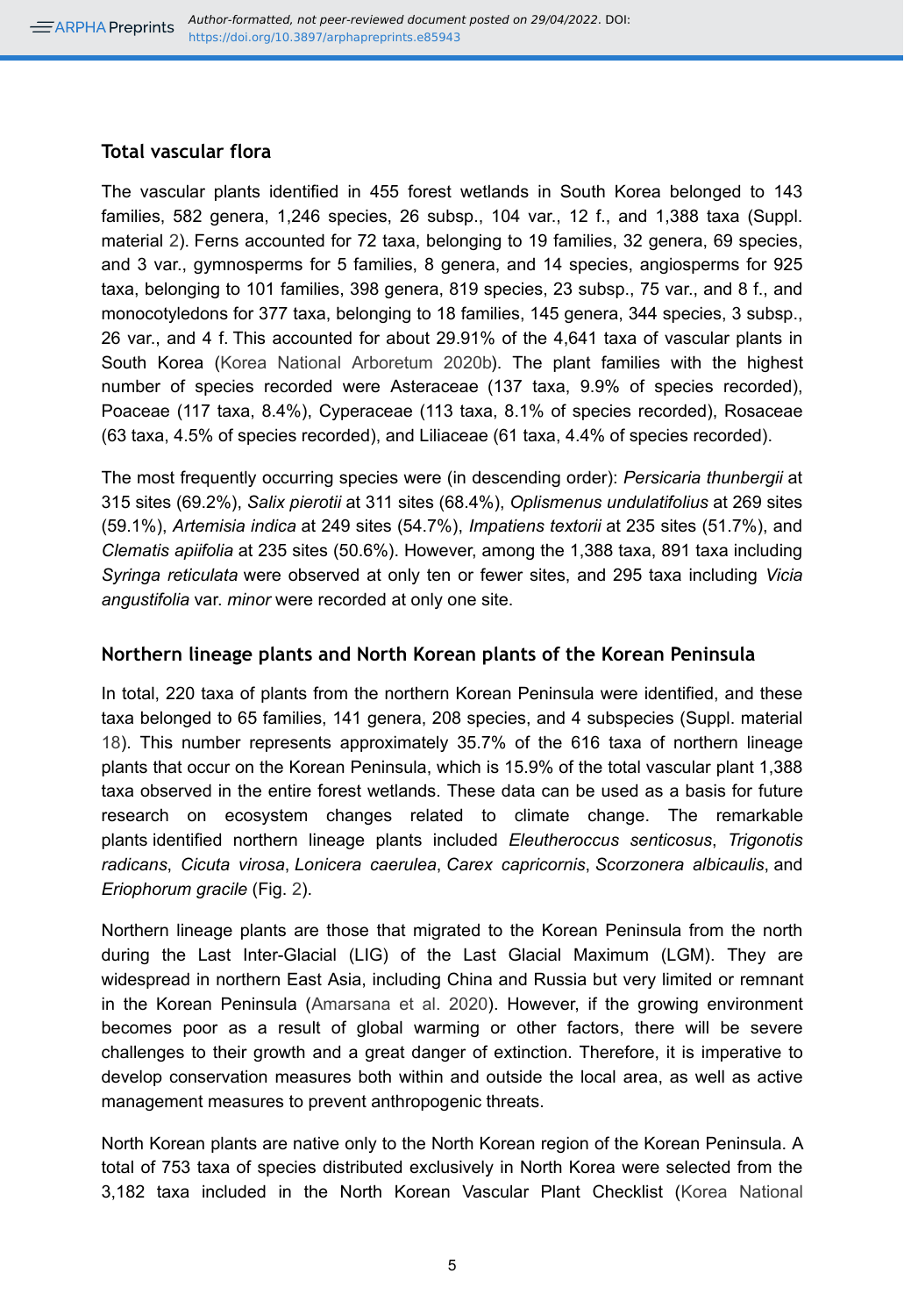## Total vascular flora

The vascular plants identified in 455 forest wetlands in South Korea belonged to 143 families, 582 genera, 1,246 species, 26 subsp., 104 var., 12 f., and 1,388 taxa (Suppl. material 2). Ferns accounted for 72 taxa, belonging to 19 families, 32 genera, 69 species, and 3 var., gymnosperms for 5 families, 8 genera, and 14 species, angiosperms for 925 taxa, belonging to 101 families, 398 genera, 819 species, 23 subsp., 75 var., and 8 f., and monocotyledons for 377 taxa, belonging to 18 families, 145 genera, 344 species, 3 subsp., 26 var., and 4 f. This accounted for about 29.91% of the 4,641 taxa of vascular plants in South Korea (Korea National Arboretum 2020b). The plant families with the highest number of species recorded were Asteraceae (137 taxa, 9.9% of species recorded), Poaceae (117 taxa, 8.4%), Cyperaceae (113 taxa, 8.1% of species recorded), Rosaceae (63 taxa, 4.5% of species recorded), and Liliaceae (61 taxa, 4.4% of species recorded).

The most frequently occurring species were (in descending order): *Persicaria thunbergii* at 315 sites (69.2%), *Salix pierotii* at 311 sites (68.4%), *Oplismenus undulatifolius* at 269 sites (59.1%), *Artemisia indica* at 249 sites (54.7%), *Impatiens textorii* at 235 sites (51.7%), and *Clematis apiifolia* at 235 sites (50.6%). However, among the 1,388 taxa, 891 taxa including *Syringa reticulata* were observed at only ten or fewer sites, and 295 taxa including *Vicia angustifolia* var. *minor* were recorded at only one site.

## Northern lineage plants and North Korean plants of the Korean Peninsula

In total, 220 taxa of plants from the northern Korean Peninsula were identified, and these taxa belonged to 65 families, 141 genera, 208 species, and 4 subspecies (Suppl. material 18). This number represents approximately 35.7% of the 616 taxa of northern lineage plants that occur on the Korean Peninsula, which is 15.9% of the total vascular plant 1,388 taxa observed in the entire forest wetlands. These data can be used as a basis for future research on ecosystem changes related to climate change. The remarkable plants identified northern lineage plants included *Eleutheroccus senticosus*, *Trigonotis radicans*, *Cicuta virosa*, *Lonicera caerulea*, *Carex capricornis*, *Scorzonera albicaulis*, and *Eriophorum gracile* (Fig. 2).

Northern lineage plants are those that migrated to the Korean Peninsula from the north during the Last Inter-Glacial (LIG) of the Last Glacial Maximum (LGM). They are widespread in northern East Asia, including China and Russia but very limited or remnant in the Korean Peninsula (Amarsana et al. 2020). However, if the growing environment becomes poor as a result of global warming or other factors, there will be severe challenges to their growth and a great danger of extinction. Therefore, it is imperative to develop conservation measures both within and outside the local area, as well as active management measures to prevent anthropogenic threats.

North Korean plants are native only to the North Korean region of the Korean Peninsula. A total of 753 taxa of species distributed exclusively in North Korea were selected from the 3,182 taxa included in the North Korean Vascular Plant Checklist (Korea National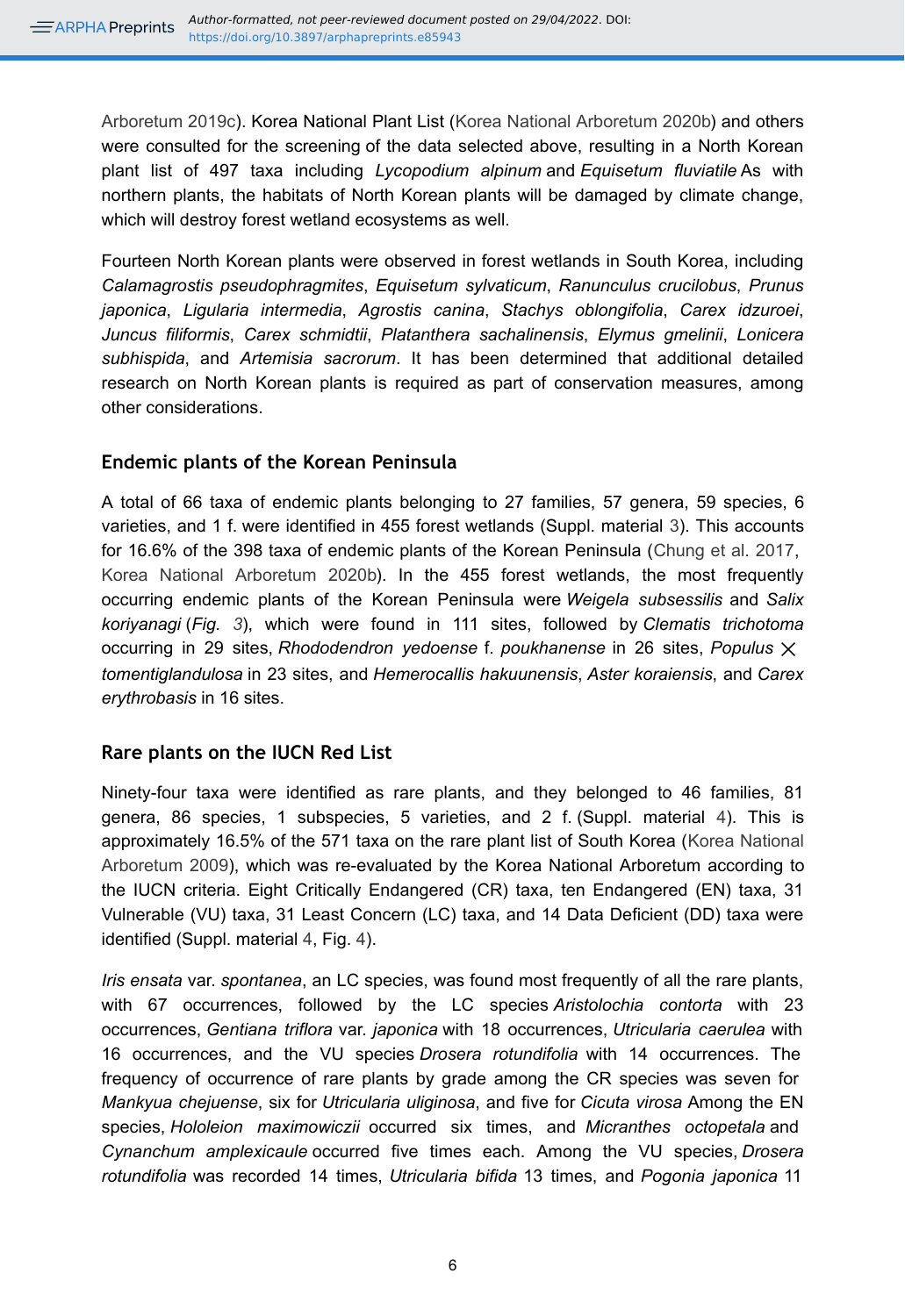Arboretum 2019c). Korea National Plant List (Korea National Arboretum 2020b) and others were consulted for the screening of the data selected above, resulting in a North Korean plant list of 497 taxa including *Lycopodium alpinum* and *Equisetum fluviatile* As with northern plants, the habitats of North Korean plants will be damaged by climate change, which will destroy forest wetland ecosystems as well.

Fourteen North Korean plants were observed in forest wetlands in South Korea, including *Calamagrostis pseudophragmites*, *Equisetum sylvaticum*, *Ranunculus crucilobus*, *Prunus japonica*, *Ligularia intermedia*, *Agrostis canina*, *Stachys oblongifolia*, *Carex idzuroei*, *Juncus filiformis*, *Carex schmidtii*, *Platanthera sachalinensis*, *Elymus gmelinii*, *Lonicera subhispida*, and *Artemisia sacrorum*. It has been determined that additional detailed research on North Korean plants is required as part of conservation measures, among other considerations.

## Endemic plants of the Korean Peninsula

A total of 66 taxa of endemic plants belonging to 27 families, 57 genera, 59 species, 6 varieties, and 1 f. were identified in 455 forest wetlands (Suppl. material 3). This accounts for 16.6% of the 398 taxa of endemic plants of the Korean Peninsula (Chung et al. 2017, Korea National Arboretum 2020b). In the 455 forest wetlands, the most frequently occurring endemic plants of the Korean Peninsula were *Weigela subsessilis* and *Salix koriyanagi* (*Fig. 3*), which were found in 111 sites, followed by *Clematis trichotoma* occurring in 29 sites, *Rhododendron yedoense* f. *poukhanense* in 26 sites, *Populus* × *tomentiglandulosa* in 23 sites, and *Hemerocallis hakuunensis*, *Aster koraiensis*, and *Carex erythrobasis* in 16 sites.

## Rare plants on the IUCN Red List

Ninety-four taxa were identified as rare plants, and they belonged to 46 families, 81 genera, 86 species, 1 subspecies, 5 varieties, and 2 f. (Suppl. material 4). This is approximately 16.5% of the 571 taxa on the rare plant list of South Korea (Korea National Arboretum 2009), which was re-evaluated by the Korea National Arboretum according to the IUCN criteria. Eight Critically Endangered (CR) taxa, ten Endangered (EN) taxa, 31 Vulnerable (VU) taxa, 31 Least Concern (LC) taxa, and 14 Data Deficient (DD) taxa were identified (Suppl. material 4, Fig. 4).

*Iris ensata* var. *spontanea*, an LC species, was found most frequently of all the rare plants, with 67 occurrences, followed by the LC species *Aristolochia contorta* with 23 occurrences, *Gentiana triflora* var. *japonica* with 18 occurrences, *Utricularia caerulea* with 16 occurrences, and the VU species *Drosera rotundifolia* with 14 occurrences. The frequency of occurrence of rare plants by grade among the CR species was seven for *Mankyua chejuense*, six for *Utricularia uliginosa*, and five for *Cicuta virosa* Among the EN species, *Hololeion maximowiczii* occurred six times, and *Micranthes octopetala* and *Cynanchum amplexicaule* occurred five times each. Among the VU species, *Drosera rotundifolia* was recorded 14 times, *Utricularia bifida* 13 times, and *Pogonia japonica* 11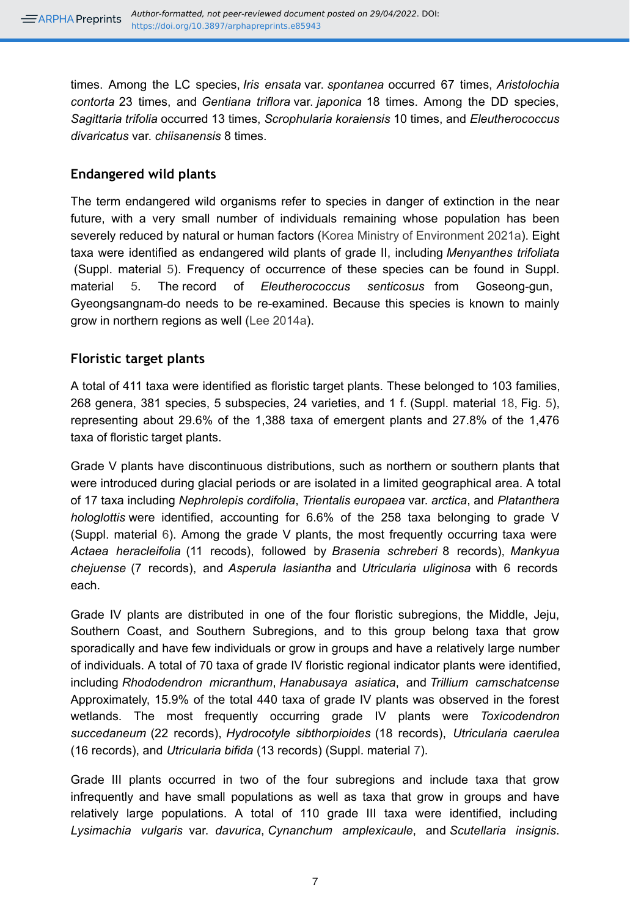times. Among the LC species, *Iris ensata* var. *spontanea* occurred 67 times, *Aristolochia contorta* 23 times, and *Gentiana triflora* var. *japonica* 18 times. Among the DD species, *Sagittaria trifolia* occurred 13 times, *Scrophularia koraiensis* 10 times, and *Eleutherococcus divaricatus* var. *chiisanensis* 8 times.

## Endangered wild plants

The term endangered wild organisms refer to species in danger of extinction in the near future, with a very small number of individuals remaining whose population has been severely reduced by natural or human factors (Korea Ministry of Environment 2021a). Eight taxa were identified as endangered wild plants of grade II, including *Menyanthes trifoliata* (Suppl. material 5). Frequency of occurrence of these species can be found in Suppl. material 5. The record of *Eleutherococcus senticosus* from Goseong-gun, Gyeongsangnam-do needs to be re-examined. Because this species is known to mainly grow in northern regions as well (Lee 2014a).

## Floristic target plants

A total of 411 taxa were identified as floristic target plants. These belonged to 103 families, 268 genera, 381 species, 5 subspecies, 24 varieties, and 1 f. (Suppl. material 18, Fig. 5), representing about 29.6% of the 1,388 taxa of emergent plants and 27.8% of the 1,476 taxa of floristic target plants.

Grade V plants have discontinuous distributions, such as northern or southern plants that were introduced during glacial periods or are isolated in a limited geographical area. A total of 17 taxa including *Nephrolepis cordifolia*, *Trientalis europaea* var. *arctica*, and *Platanthera hologlottis* were identified, accounting for 6.6% of the 258 taxa belonging to grade V (Suppl. material 6). Among the grade V plants, the most frequently occurring taxa were *Actaea heracleifolia* (11 recods), followed by *Brasenia schreberi* 8 records), *Mankyua chejuense* (7 records), and *Asperula lasiantha* and *Utricularia uliginosa* with 6 records each.

Grade IV plants are distributed in one of the four floristic subregions, the Middle, Jeju, Southern Coast, and Southern Subregions, and to this group belong taxa that grow sporadically and have few individuals or grow in groups and have a relatively large number of individuals. A total of 70 taxa of grade IV floristic regional indicator plants were identified, including *Rhododendron micranthum*, *Hanabusaya asiatica*, and *Trillium camschatcense* Approximately, 15.9% of the total 440 taxa of grade IV plants was observed in the forest wetlands. The most frequently occurring grade IV plants were *Toxicodendron succedaneum* (22 records), *Hydrocotyle sibthorpioides* (18 records), *Utricularia caerulea* (16 records), and *Utricularia bifida* (13 records) (Suppl. material 7).

Grade III plants occurred in two of the four subregions and include taxa that grow infrequently and have small populations as well as taxa that grow in groups and have relatively large populations. A total of 110 grade III taxa were identified, including *Lysimachia vulgaris* var. *davurica*, *Cynanchum amplexicaule*, and *Scutellaria insignis*.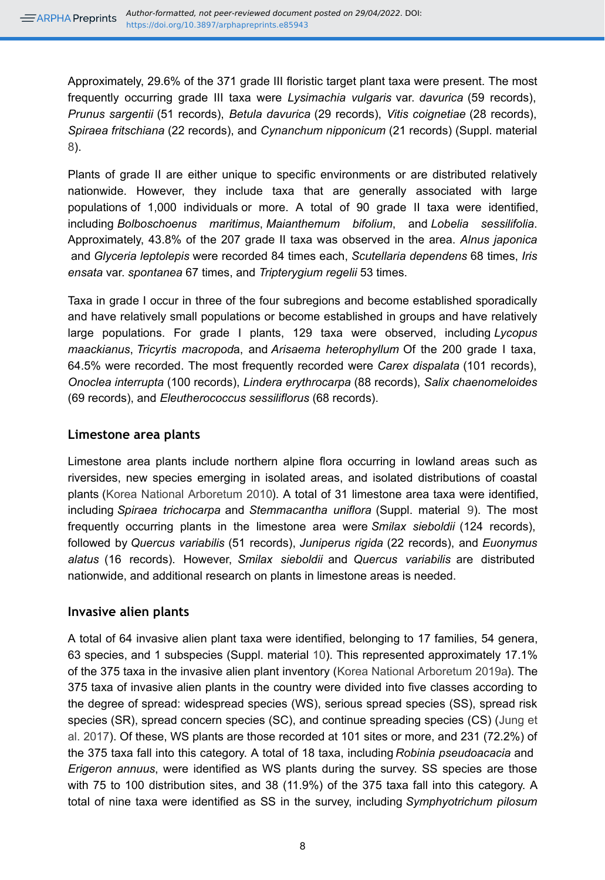Approximately, 29.6% of the 371 grade III floristic target plant taxa were present. The most frequently occurring grade III taxa were *Lysimachia vulgaris* var. *davurica* (59 records), *Prunus sargentii* (51 records), *Betula davurica* (29 records), *Vitis coignetiae* (28 records), *Spiraea fritschiana* (22 records), and *Cynanchum nipponicum* (21 records) (Suppl. material 8).

Plants of grade II are either unique to specific environments or are distributed relatively nationwide. However, they include taxa that are generally associated with large populations of 1,000 individuals or more. A total of 90 grade II taxa were identified, including *Bolboschoenus maritimus*, *Maianthemum bifolium*, and *Lobelia sessilifolia*. Approximately, 43.8% of the 207 grade II taxa was observed in the area. *Alnus japonica* and *Glyceria leptolepis* were recorded 84 times each, *Scutellaria dependens* 68 times, *Iris ensata* var. *spontanea* 67 times, and *Tripterygium regelii* 53 times.

Taxa in grade I occur in three of the four subregions and become established sporadically and have relatively small populations or become established in groups and have relatively large populations. For grade I plants, 129 taxa were observed, including *Lycopus maackianus*, *Tricyrtis macropoda*, and *Arisaema heterophyllum* Of the 200 grade I taxa, 64.5% were recorded. The most frequently recorded were *Carex dispalata* (101 records), *Onoclea interrupta* (100 records), *Lindera erythrocarpa* (88 records), *Salix chaenomeloides* (69 records), and *Eleutherococcus sessiliflorus* (68 records).

## Limestone area plants

Limestone area plants include northern alpine flora occurring in lowland areas such as riversides, new species emerging in isolated areas, and isolated distributions of coastal plants (Korea National Arboretum 2010). A total of 31 limestone area taxa were identified, including *Spiraea trichocarpa* and *Stemmacantha uniflora* (Suppl. material 9). The most frequently occurring plants in the limestone area were *Smilax sieboldii* (124 records), followed by *Quercus variabilis* (51 records), *Juniperus rigida* (22 records), and *Euonymus alatus* (16 records). However, *Smilax sieboldii* and *Quercus variabilis* are distributed nationwide, and additional research on plants in limestone areas is needed.

## Invasive alien plants

A total of 64 invasive alien plant taxa were identified, belonging to 17 families, 54 genera, 63 species, and 1 subspecies (Suppl. material 10). This represented approximately 17.1% of the 375 taxa in the invasive alien plant inventory (Korea National Arboretum 2019a). The 375 taxa of invasive alien plants in the country were divided into five classes according to the degree of spread: widespread species (WS), serious spread species (SS), spread risk species (SR), spread concern species (SC), and continue spreading species (CS) (Jung et al. 2017). Of these, WS plants are those recorded at 101 sites or more, and 231 (72.2%) of the 375 taxa fall into this category. A total of 18 taxa, including *Robinia pseudoacacia* and *Erigeron annuus*, were identified as WS plants during the survey. SS species are those with 75 to 100 distribution sites, and 38 (11.9%) of the 375 taxa fall into this category. A total of nine taxa were identified as SS in the survey, including *Symphyotrichum pilosum*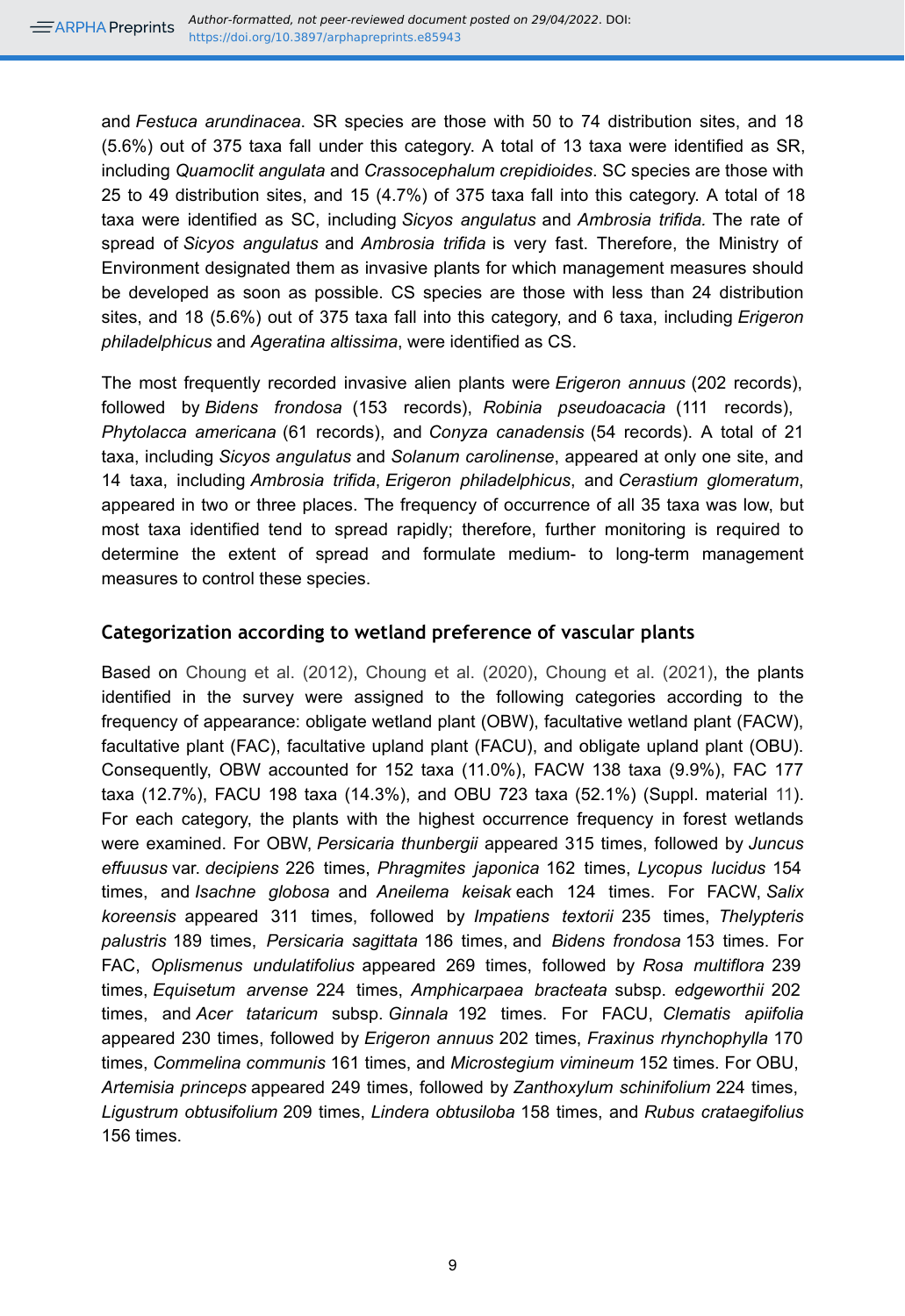and *Festuca arundinacea*. SR species are those with 50 to 74 distribution sites, and 18 (5.6%) out of 375 taxa fall under this category. A total of 13 taxa were identified as SR, including *Quamoclit angulata* and *Crassocephalum crepidioides*. SC species are those with 25 to 49 distribution sites, and 15 (4.7%) of 375 taxa fall into this category. A total of 18 taxa were identified as SC, including *Sicyos angulatus* and *Ambrosia trifida.* The rate of spread of *Sicyos angulatus* and *Ambrosia trifida* is very fast. Therefore, the Ministry of Environment designated them as invasive plants for which management measures should be developed as soon as possible. CS species are those with less than 24 distribution sites, and 18 (5.6%) out of 375 taxa fall into this category, and 6 taxa, including *Erigeron philadelphicus* and *Ageratina altissima*, were identified as CS.

The most frequently recorded invasive alien plants were *Erigeron annuus* (202 records), followed by *Bidens frondosa* (153 records), *Robinia pseudoacacia* (111 records), *Phytolacca americana* (61 records), and *Conyza canadensis* (54 records). A total of 21 taxa, including *Sicyos angulatus* and *Solanum carolinense*, appeared at only one site, and 14 taxa, including *Ambrosia trifida*, *Erigeron philadelphicus*, and *Cerastium glomeratum*, appeared in two or three places. The frequency of occurrence of all 35 taxa was low, but most taxa identified tend to spread rapidly; therefore, further monitoring is required to determine the extent of spread and formulate medium- to long-term management measures to control these species.

## Categorization according to wetland preference of vascular plants

Based on Choung et al. (2012), Choung et al. (2020), Choung et al. (2021), the plants identified in the survey were assigned to the following categories according to the frequency of appearance: obligate wetland plant (OBW), facultative wetland plant (FACW), facultative plant (FAC), facultative upland plant (FACU), and obligate upland plant (OBU). Consequently, OBW accounted for 152 taxa (11.0%), FACW 138 taxa (9.9%), FAC 177 taxa (12.7%), FACU 198 taxa (14.3%), and OBU 723 taxa (52.1%) (Suppl. material 11). For each category, the plants with the highest occurrence frequency in forest wetlands were examined. For OBW, *Persicaria thunbergii* appeared 315 times, followed by *Juncus effuusus* var. *decipiens* 226 times, *Phragmites japonica* 162 times, *Lycopus lucidus* 154 times, and *Isachne globosa* and *Aneilema keisak* each 124 times. For FACW, *Salix koreensis* appeared 311 times, followed by *Impatiens textorii* 235 times, *Thelypteris palustris* 189 times, *Persicaria sagittata* 186 times, and *Bidens frondosa* 153 times. For FAC, *Oplismenus undulatifolius* appeared 269 times, followed by *Rosa multiflora* 239 times, *Equisetum arvense* 224 times, *Amphicarpaea bracteata* subsp. *edgeworthii* 202 times, and *Acer tataricum* subsp. *Ginnala* 192 times. For FACU, *Clematis apiifolia* appeared 230 times, followed by *Erigeron annuus* 202 times, *Fraxinus rhynchophylla* 170 times, *Commelina communis* 161 times, and *Microstegium vimineum* 152 times. For OBU, *Artemisia princeps* appeared 249 times, followed by *Zanthoxylum schinifolium* 224 times, *Ligustrum obtusifolium* 209 times, *Lindera obtusiloba* 158 times, and *Rubus crataegifolius* 156 times.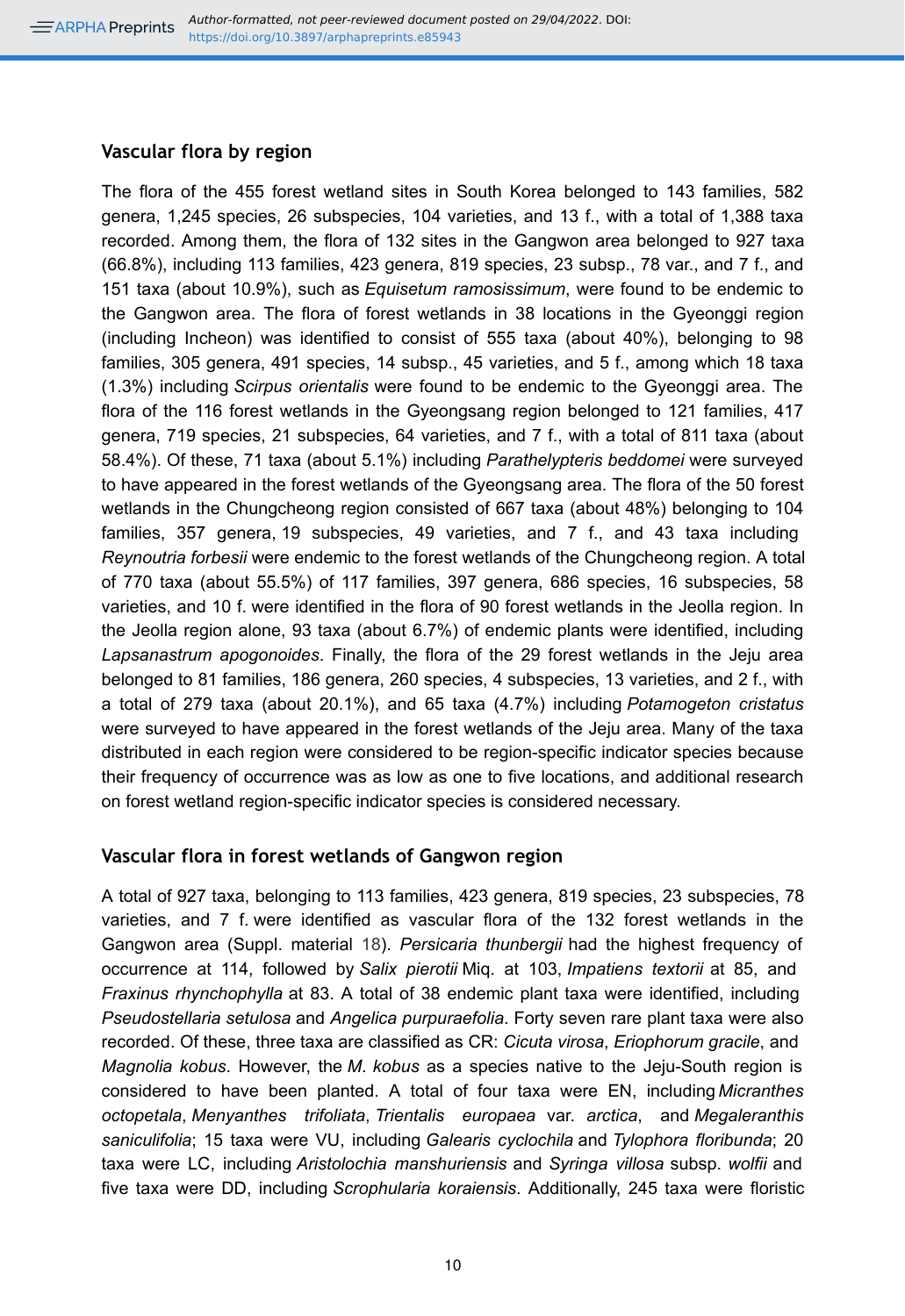## Vascular flora by region

The flora of the 455 forest wetland sites in South Korea belonged to 143 families, 582 genera, 1,245 species, 26 subspecies, 104 varieties, and 13 f., with a total of 1,388 taxa recorded. Among them, the flora of 132 sites in the Gangwon area belonged to 927 taxa (66.8%), including 113 families, 423 genera, 819 species, 23 subsp., 78 var., and 7 f., and 151 taxa (about 10.9%), such as *Equisetum ramosissimum*, were found to be endemic to the Gangwon area. The flora of forest wetlands in 38 locations in the Gyeonggi region (including Incheon) was identified to consist of 555 taxa (about 40%), belonging to 98 families, 305 genera, 491 species, 14 subsp., 45 varieties, and 5 f., among which 18 taxa (1.3%) including *Scirpus orientalis* were found to be endemic to the Gyeonggi area. The flora of the 116 forest wetlands in the Gyeongsang region belonged to 121 families, 417 genera, 719 species, 21 subspecies, 64 varieties, and 7 f., with a total of 811 taxa (about 58.4%). Of these, 71 taxa (about 5.1%) including *Parathelypteris beddomei* were surveyed to have appeared in the forest wetlands of the Gyeongsang area. The flora of the 50 forest wetlands in the Chungcheong region consisted of 667 taxa (about 48%) belonging to 104 families, 357 genera, 19 subspecies, 49 varieties, and 7 f., and 43 taxa including *Reynoutria forbesii* were endemic to the forest wetlands of the Chungcheong region. A total of 770 taxa (about 55.5%) of 117 families, 397 genera, 686 species, 16 subspecies, 58 varieties, and 10 f. were identified in the flora of 90 forest wetlands in the Jeolla region. In the Jeolla region alone, 93 taxa (about 6.7%) of endemic plants were identified, including *Lapsanastrum apogonoides*. Finally, the flora of the 29 forest wetlands in the Jeju area belonged to 81 families, 186 genera, 260 species, 4 subspecies, 13 varieties, and 2 f., with a total of 279 taxa (about 20.1%), and 65 taxa (4.7%) including *Potamogeton cristatus* were surveyed to have appeared in the forest wetlands of the Jeju area. Many of the taxa distributed in each region were considered to be region-specific indicator species because their frequency of occurrence was as low as one to five locations, and additional research on forest wetland region-specific indicator species is considered necessary.

## Vascular flora in forest wetlands of Gangwon region

A total of 927 taxa, belonging to 113 families, 423 genera, 819 species, 23 subspecies, 78 varieties, and 7 f. were identified as vascular flora of the 132 forest wetlands in the Gangwon area (Suppl. material 18). *Persicaria thunbergii* had the highest frequency of occurrence at 114, followed by *Salix pierotii* Miq. at 103, *Impatiens textorii* at 85, and *Fraxinus rhynchophylla* at 83. A total of 38 endemic plant taxa were identified, including *Pseudostellaria setulosa* and *Angelica purpuraefolia*. Forty seven rare plant taxa were also recorded. Of these, three taxa are classified as CR: *Cicuta virosa*, *Eriophorum gracile*, and *Magnolia kobus*. However, the *M. kobus* as a species native to the Jeju-South region is considered to have been planted. A total of four taxa were EN, including *Micranthes octopetala*, *Menyanthes trifoliata*, *Trientalis europaea* var. *arctica*, and *Megaleranthis saniculifolia*; 15 taxa were VU, including *Galearis cyclochila* and *Tylophora floribunda*; 20 taxa were LC, including *Aristolochia manshuriensis* and *Syringa villosa* subsp. *wolfii* and five taxa were DD, including *Scrophularia koraiensis*. Additionally, 245 taxa were floristic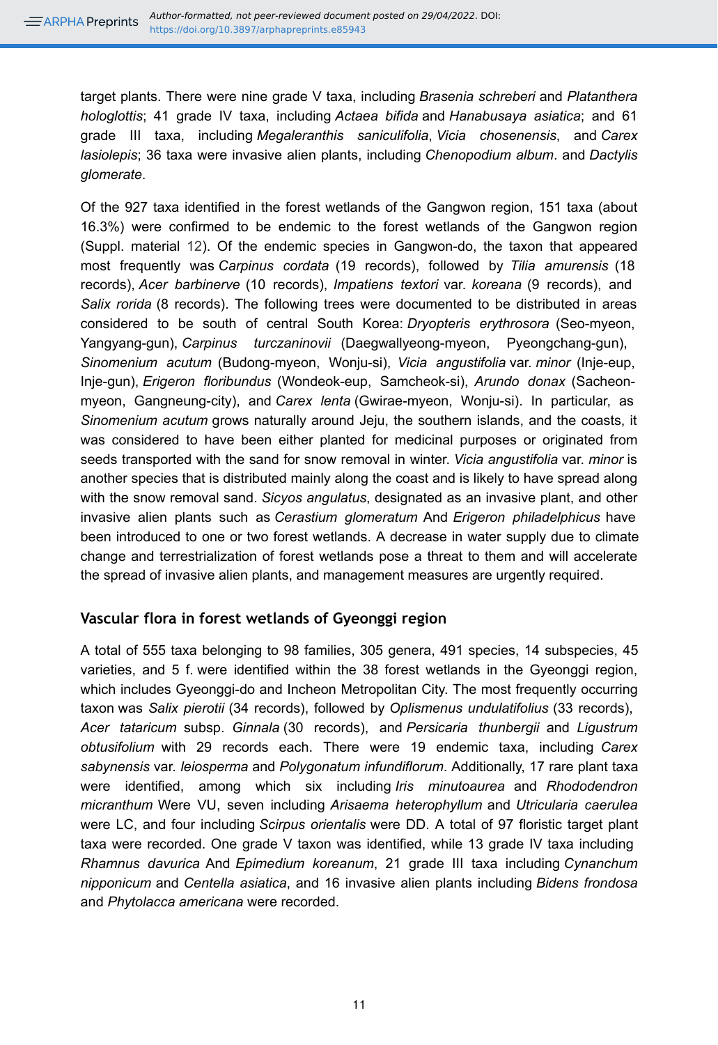target plants. There were nine grade V taxa, including *Brasenia schreberi* and *Platanthera hologlottis*; 41 grade IV taxa, including *Actaea bifida* and *Hanabusaya asiatica*; and 61 grade III taxa, including *Megaleranthis saniculifolia*, *Vicia chosenensis*, and *Carex lasiolepis*; 36 taxa were invasive alien plants, including *Chenopodium album*. and *Dactylis glomerate*.

Of the 927 taxa identified in the forest wetlands of the Gangwon region, 151 taxa (about 16.3%) were confirmed to be endemic to the forest wetlands of the Gangwon region (Suppl. material 12). Of the endemic species in Gangwon-do, the taxon that appeared most frequently was *Carpinus cordata* (19 records), followed by *Tilia amurensis* (18 records), *Acer barbinerve* (10 records), *Impatiens textori* var. *koreana* (9 records), and *Salix rorida* (8 records). The following trees were documented to be distributed in areas considered to be south of central South Korea: *Dryopteris erythrosora* (Seo-myeon, Yangyang-gun), *Carpinus turczaninovii* (Daegwallyeong-myeon, Pyeongchang-gun), *Sinomenium acutum* (Budong-myeon, Wonju-si), *Vicia angustifolia* var. *minor* (Inje-eup, Inje-gun), *Erigeron floribundus* (Wondeok-eup, Samcheok-si), *Arundo donax* (Sacheon-myeon, Gangneung-city), and *Carex lenta* (Gwirae-myeon, Wonju-si). In particular, as *Sinomenium acutum* grows naturally around Jeju, the southern islands, and the coasts, it was considered to have been either planted for medicinal purposes or originated from seeds transported with the sand for snow removal in winter. *Vicia angustifolia* var. *minor* is another species that is distributed mainly along the coast and is likely to have spread along with the snow removal sand. *Sicyos angulatus*, designated as an invasive plant, and other invasive alien plants such as *Cerastium glomeratum* And *Erigeron philadelphicus* have been introduced to one or two forest wetlands. A decrease in water supply due to climate change and terrestrialization of forest wetlands pose a threat to them and will accelerate the spread of invasive alien plants, and management measures are urgently required.

## Vascular flora in forest wetlands of Gyeonggi region

A total of 555 taxa belonging to 98 families, 305 genera, 491 species, 14 subspecies, 45 varieties, and 5 f. were identified within the 38 forest wetlands in the Gyeonggi region, which includes Gyeonggi-do and Incheon Metropolitan City. The most frequently occurring taxon was *Salix pierotii* (34 records), followed by *Oplismenus undulatifolius* (33 records), *Acer tataricum* subsp. *Ginnala* (30 records), and *Persicaria thunbergii* and *Ligustrum obtusifolium* with 29 records each. There were 19 endemic taxa, including *Carex sabynensis* var. *leiosperma* and *Polygonatum infundiflorum*. Additionally, 17 rare plant taxa were identified, among which six including *Iris minutoaurea* and *Rhododendron micranthum* Were VU, seven including *Arisaema heterophyllum* and *Utricularia caerulea* were LC, and four including *Scirpus orientalis* were DD. A total of 97 floristic target plant taxa were recorded. One grade V taxon was identified, while 13 grade IV taxa including *Rhamnus davurica* And *Epimedium koreanum*, 21 grade III taxa including *Cynanchum nipponicum* and *Centella asiatica*, and 16 invasive alien plants including *Bidens frondosa* and *Phytolacca americana* were recorded.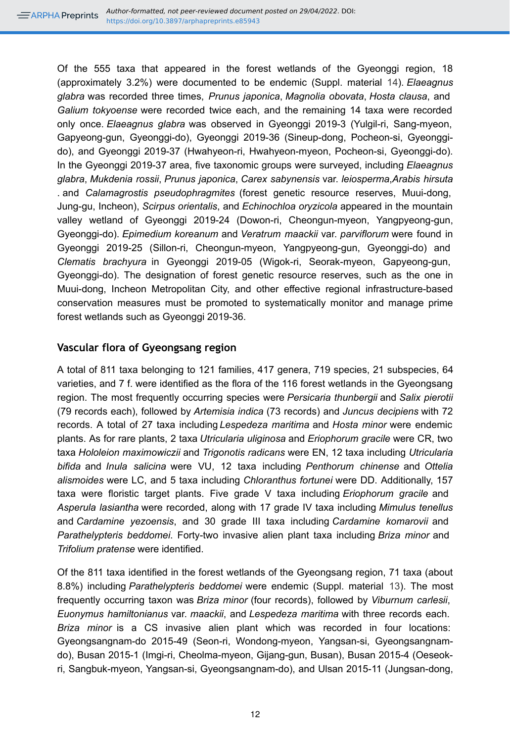Of the 555 taxa that appeared in the forest wetlands of the Gyeonggi region, 18 (approximately 3.2%) were documented to be endemic (Suppl. material 14). *Elaeagnus glabra* was recorded three times, *Prunus japonica*, *Magnolia obovata*, *Hosta clausa*, and *Galium tokyoense* were recorded twice each, and the remaining 14 taxa were recorded only once. *Elaeagnus glabra* was observed in Gyeonggi 2019-3 (Yulgil-ri, Sang-myeon, Gapyeong-gun, Gyeonggi-do), Gyeonggi 2019-36 (Sineup-dong, Pocheon-si, Gyeonggi-do), and Gyeonggi 2019-37 (Hwahyeon-ri, Hwahyeon-myeon, Pocheon-si, Gyeonggi-do). In the Gyeonggi 2019-37 area, five taxonomic groups were surveyed, including *Elaeagnus glabra*, *Mukdenia rossii*, *Prunus japonica*, *Carex sabynensis* var. *leiosperma*,*Arabis hirsuta* . and *Calamagrostis pseudophragmites* (forest genetic resource reserves, Muui-dong, Jung-gu, Incheon), *Scirpus orientalis*, and *Echinochloa oryzicola* appeared in the mountain valley wetland of Gyeonggi 2019-24 (Dowon-ri, Cheongun-myeon, Yangpyeong-gun, Gyeonggi-do). *Epimedium koreanum* and *Veratrum maackii* var. *parviflorum* were found in Gyeonggi 2019-25 (Sillon-ri, Cheongun-myeon, Yangpyeong-gun, Gyeonggi-do) and *Clematis brachyura* in Gyeonggi 2019-05 (Wigok-ri, Seorak-myeon, Gapyeong-gun, Gyeonggi-do). The designation of forest genetic resource reserves, such as the one in Muui-dong, Incheon Metropolitan City, and other effective regional infrastructure-based conservation measures must be promoted to systematically monitor and manage prime forest wetlands such as Gyeonggi 2019-36.

## Vascular flora of Gyeongsang region

A total of 811 taxa belonging to 121 families, 417 genera, 719 species, 21 subspecies, 64 varieties, and 7 f. were identified as the flora of the 116 forest wetlands in the Gyeongsang region. The most frequently occurring species were *Persicaria thunbergii* and *Salix pierotii* (79 records each), followed by *Artemisia indica* (73 records) and *Juncus decipiens* with 72 records. A total of 27 taxa including *Lespedeza maritima* and *Hosta minor* were endemic plants. As for rare plants, 2 taxa *Utricularia uliginosa* and *Eriophorum gracile* were CR, two taxa *Hololeion maximowiczii* and *Trigonotis radicans* were EN, 12 taxa including *Utricularia bifida* and *Inula salicina* were VU, 12 taxa including *Penthorum chinense* and *Ottelia alismoides* were LC, and 5 taxa including *Chloranthus fortunei* were DD. Additionally, 157 taxa were floristic target plants. Five grade V taxa including *Eriophorum gracile* and *Asperula lasiantha* were recorded, along with 17 grade IV taxa including *Mimulus tenellus* and *Cardamine yezoensis*, and 30 grade III taxa including *Cardamine komarovii* and *Parathelypteris beddomei*. Forty-two invasive alien plant taxa including *Briza minor* and *Trifolium pratense* were identified.

Of the 811 taxa identified in the forest wetlands of the Gyeongsang region, 71 taxa (about 8.8%) including *Parathelypteris beddomei* were endemic (Suppl. material 13). The most frequently occurring taxon was *Briza minor* (four records), followed by *Viburnum carlesii*, *Euonymus hamiltonianus* var. *maackii*, and *Lespedeza maritima* with three records each. *Briza minor* is a CS invasive alien plant which was recorded in four locations: Gyeongsangnam-do 2015-49 (Seon-ri, Wondong-myeon, Yangsan-si, Gyeongsangnam-do), Busan 2015-1 (Imgi-ri, Cheolma-myeon, Gijang-gun, Busan), Busan 2015-4 (Oeseok-ri, Sangbuk-myeon, Yangsan-si, Gyeongsangnam-do), and Ulsan 2015-11 (Jungsan-dong,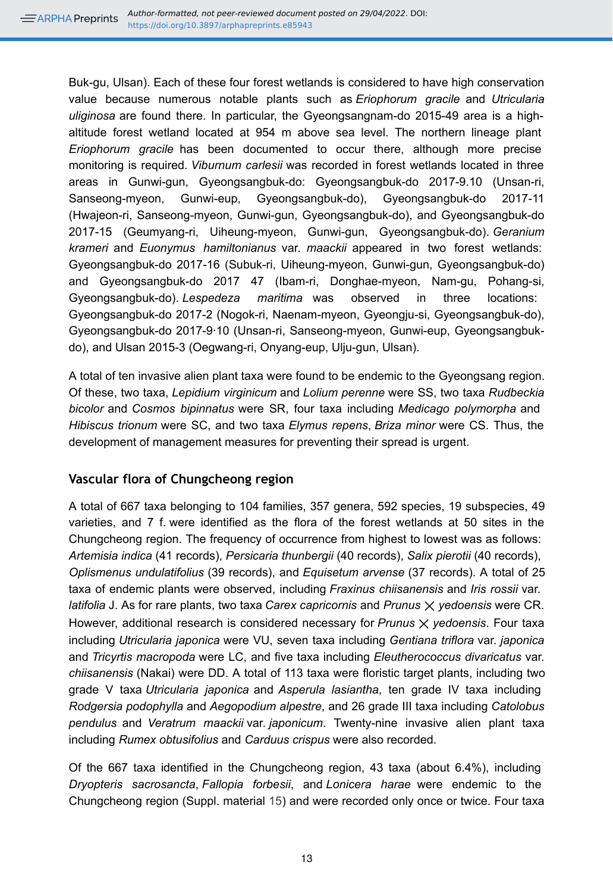Buk-gu, Ulsan). Each of these four forest wetlands is considered to have high conservation value because numerous notable plants such as *Eriophorum gracile* and *Utricularia uliginosa* are found there. In particular, the Gyeongsangnam-do 2015-49 area is a high-altitude forest wetland located at 954 m above sea level. The northern lineage plant *Eriophorum gracile* has been documented to occur there, although more precise monitoring is required. *Viburnum carlesii* was recorded in forest wetlands located in three areas in Gunwi-gun, Gyeongsangbuk-do: Gyeongsangbuk-do 2017-9.10 (Unsan-ri, Sanseong-myeon, Gunwi-eup, Gyeongsangbuk-do), Gyeongsangbuk-do 2017-11 (Hwajeon-ri, Sanseong-myeon, Gunwi-gun, Gyeongsangbuk-do), and Gyeongsangbuk-do 2017-15 (Geumyang-ri, Uiheung-myeon, Gunwi-gun, Gyeongsangbuk-do). *Geranium krameri* and *Euonymus hamiltonianus* var. *maackii* appeared in two forest wetlands: Gyeongsangbuk-do 2017-16 (Subuk-ri, Uiheung-myeon, Gunwi-gun, Gyeongsangbuk-do) and Gyeongsangbuk-do 2017 47 (Ibam-ri, Donghae-myeon, Nam-gu, Pohang-si, Gyeongsangbuk-do). *Lespedeza maritima* was observed in three locations: Gyeongsangbuk-do 2017-2 (Nogok-ri, Naenam-myeon, Gyeongju-si, Gyeongsangbuk-do), Gyeongsangbuk-do 2017-9·10 (Unsan-ri, Sanseong-myeon, Gunwi-eup, Gyeongsangbuk-do), and Ulsan 2015-3 (Oegwang-ri, Onyang-eup, Ulju-gun, Ulsan).

A total of ten invasive alien plant taxa were found to be endemic to the Gyeongsang region. Of these, two taxa, *Lepidium virginicum* and *Lolium perenne* were SS, two taxa *Rudbeckia bicolor* and *Cosmos bipinnatus* were SR, four taxa including *Medicago polymorpha* and *Hibiscus trionum* were SC, and two taxa *Elymus repens*, *Briza minor* were CS. Thus, the development of management measures for preventing their spread is urgent.

### Vascular flora of Chungcheong region

A total of 667 taxa belonging to 104 families, 357 genera, 592 species, 19 subspecies, 49 varieties, and 7 f. were identified as the flora of the forest wetlands at 50 sites in the Chungcheong region. The frequency of occurrence from highest to lowest was as follows: *Artemisia indica* (41 records), *Persicaria thunbergii* (40 records), *Salix pierotii* (40 records), *Oplismenus undulatifolius* (39 records), and *Equisetum arvense* (37 records). A total of 25 taxa of endemic plants were observed, including *Fraxinus chiisanensis* and *Iris rossii* var. *latifolia* J. As for rare plants, two taxa *Carex capricornis* and *Prunus* × *yedoensis* were CR. However, additional research is considered necessary for *Prunus* × *yedoensis*. Four taxa including *Utricularia japonica* were VU, seven taxa including *Gentiana triflora* var. *japonica* and *Tricyrtis macropoda* were LC, and five taxa including *Eleutherococcus divaricatus* var. *chiisanensis* (Nakai) were DD. A total of 113 taxa were floristic target plants, including two grade V taxa *Utricularia japonica* and *Asperula lasiantha*, ten grade IV taxa including *Rodgersia podophylla* and *Aegopodium alpestre*, and 26 grade III taxa including *Catolobus pendulus* and *Veratrum maackii* var. *japonicum*. Twenty-nine invasive alien plant taxa including *Rumex obtusifolius* and *Carduus crispus* were also recorded.

Of the 667 taxa identified in the Chungcheong region, 43 taxa (about 6.4%), including *Dryopteris sacrosancta*, *Fallopia forbesii*, and *Lonicera harae* were endemic to the Chungcheong region (Suppl. material 15) and were recorded only once or twice. Four taxa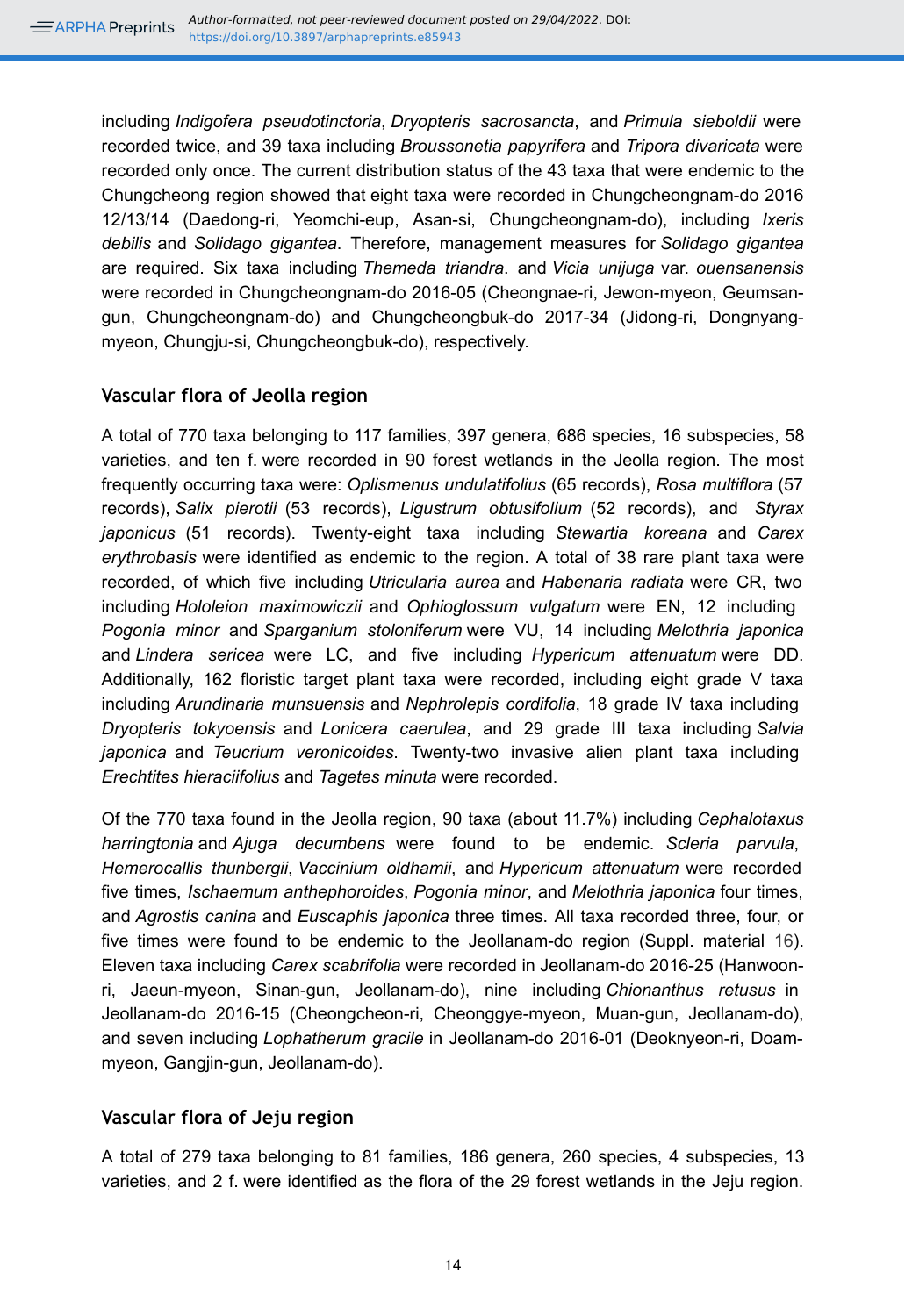including *Indigofera pseudotinctoria*, *Dryopteris sacrosancta*, and *Primula sieboldii* were recorded twice, and 39 taxa including *Broussonetia papyrifera* and *Tripora divaricata* were recorded only once. The current distribution status of the 43 taxa that were endemic to the Chungcheong region showed that eight taxa were recorded in Chungcheongnam-do 2016 12/13/14 (Daedong-ri, Yeomchi-eup, Asan-si, Chungcheongnam-do), including *Ixeris debilis* and *Solidago gigantea*. Therefore, management measures for *Solidago gigantea* are required. Six taxa including *Themeda triandra*. and *Vicia unijuga* var. *ouensanensis* were recorded in Chungcheongnam-do 2016-05 (Cheongnae-ri, Jewon-myeon, Geumsan-gun, Chungcheongnam-do) and Chungcheongbuk-do 2017-34 (Jidong-ri, Dongnyang-myeon, Chungju-si, Chungcheongbuk-do), respectively.

### Vascular flora of Jeolla region

A total of 770 taxa belonging to 117 families, 397 genera, 686 species, 16 subspecies, 58 varieties, and ten f. were recorded in 90 forest wetlands in the Jeolla region. The most frequently occurring taxa were: *Oplismenus undulatifolius* (65 records), *Rosa multiflora* (57 records), *Salix pierotii* (53 records), *Ligustrum obtusifolium* (52 records), and *Styrax japonicus* (51 records). Twenty-eight taxa including *Stewartia koreana* and *Carex erythrobasis* were identified as endemic to the region. A total of 38 rare plant taxa were recorded, of which five including *Utricularia aurea* and *Habenaria radiata* were CR, two including *Hololeion maximowiczii* and *Ophioglossum vulgatum* were EN, 12 including *Pogonia minor* and *Sparganium stoloniferum* were VU, 14 including *Melothria japonica* and *Lindera sericea* were LC, and five including *Hypericum attenuatum* were DD. Additionally, 162 floristic target plant taxa were recorded, including eight grade V taxa including *Arundinaria munsuensis* and *Nephrolepis cordifolia*, 18 grade IV taxa including *Dryopteris tokyoensis* and *Lonicera caerulea*, and 29 grade III taxa including *Salvia japonica* and *Teucrium veronicoides*. Twenty-two invasive alien plant taxa including *Erechtites hieraciifolius* and *Tagetes minuta* were recorded.

Of the 770 taxa found in the Jeolla region, 90 taxa (about 11.7%) including *Cephalotaxus harringtonia* and *Ajuga decumbens* were found to be endemic. *Scleria parvula*, *Hemerocallis thunbergii*, *Vaccinium oldhamii*, and *Hypericum attenuatum* were recorded five times, *Ischaemum anthephoroides*, *Pogonia minor*, and *Melothria japonica* four times, and *Agrostis canina* and *Euscaphis japonica* three times. All taxa recorded three, four, or five times were found to be endemic to the Jeollanam-do region (Suppl. material 16). Eleven taxa including *Carex scabrifolia* were recorded in Jeollanam-do 2016-25 (Hanwoon-ri, Jaeun-myeon, Sinan-gun, Jeollanam-do), nine including *Chionanthus retusus* in Jeollanam-do 2016-15 (Cheongcheon-ri, Cheonggye-myeon, Muan-gun, Jeollanam-do), and seven including *Lophatherum gracile* in Jeollanam-do 2016-01 (Deoknyeon-ri, Doam-myeon, Gangjin-gun, Jeollanam-do).

### Vascular flora of Jeju region

A total of 279 taxa belonging to 81 families, 186 genera, 260 species, 4 subspecies, 13 varieties, and 2 f. were identified as the flora of the 29 forest wetlands in the Jeju region.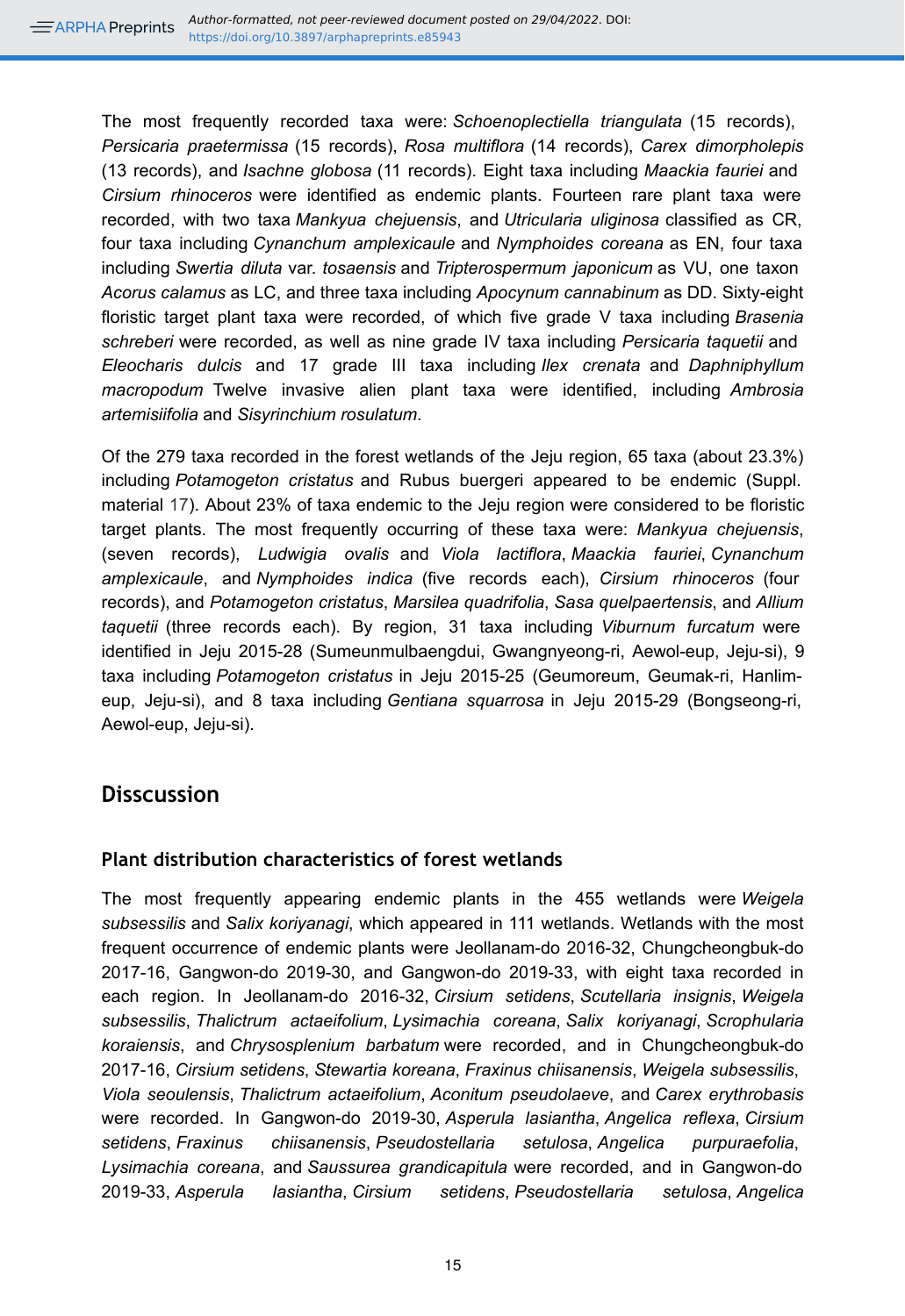The most frequently recorded taxa were: *Schoenoplectiella triangulata* (15 records), *Persicaria praetermissa* (15 records), *Rosa multiflora* (14 records), *Carex dimorpholepis* (13 records), and *Isachne globosa* (11 records). Eight taxa including *Maackia fauriei* and *Cirsium rhinoceros* were identified as endemic plants. Fourteen rare plant taxa were recorded, with two taxa *Mankyua chejuensis*, and *Utricularia uliginosa* classified as CR, four taxa including *Cynanchum amplexicaule* and *Nymphoides coreana* as EN, four taxa including *Swertia diluta* var. *tosaensis* and *Tripterospermum japonicum* as VU, one taxon *Acorus calamus* as LC, and three taxa including *Apocynum cannabinum* as DD. Sixty-eight floristic target plant taxa were recorded, of which five grade V taxa including *Brasenia schreberi* were recorded, as well as nine grade IV taxa including *Persicaria taquetii* and *Eleocharis dulcis* and 17 grade III taxa including *Ilex crenata* and *Daphniphyllum macropodum* Twelve invasive alien plant taxa were identified, including *Ambrosia artemisiifolia* and *Sisyrinchium rosulatum*.

Of the 279 taxa recorded in the forest wetlands of the Jeju region, 65 taxa (about 23.3%) including *Potamogeton cristatus* and Rubus buergeri appeared to be endemic (Suppl. material 17). About 23% of taxa endemic to the Jeju region were considered to be floristic target plants. The most frequently occurring of these taxa were: *Mankyua chejuensis*, (seven records), *Ludwigia ovalis* and *Viola lactiflora*, *Maackia fauriei*, *Cynanchum amplexicaule*, and *Nymphoides indica* (five records each), *Cirsium rhinoceros* (four records), and *Potamogeton cristatus*, *Marsilea quadrifolia*, *Sasa quelpaertensis*, and *Allium taquetii* (three records each). By region, 31 taxa including *Viburnum furcatum* were identified in Jeju 2015-28 (Sumeunmulbaengdui, Gwangnyeong-ri, Aewol-eup, Jeju-si), 9 taxa including *Potamogeton cristatus* in Jeju 2015-25 (Geumoreum, Geumak-ri, Hanlim-eup, Jeju-si), and 8 taxa including *Gentiana squarrosa* in Jeju 2015-29 (Bongseong-ri, Aewol-eup, Jeju-si).

## Disscussion

### Plant distribution characteristics of forest wetlands

The most frequently appearing endemic plants in the 455 wetlands were *Weigela subsessilis* and *Salix koriyanagi*, which appeared in 111 wetlands. Wetlands with the most frequent occurrence of endemic plants were Jeollanam-do 2016-32, Chungcheongbuk-do 2017-16, Gangwon-do 2019-30, and Gangwon-do 2019-33, with eight taxa recorded in each region. In Jeollanam-do 2016-32, *Cirsium setidens*, *Scutellaria insignis*, *Weigela subsessilis*, *Thalictrum actaeifolium*, *Lysimachia coreana*, *Salix koriyanagi*, *Scrophularia koraiensis*, and *Chrysosplenium barbatum* were recorded, and in Chungcheongbuk-do 2017-16, *Cirsium setidens*, *Stewartia koreana*, *Fraxinus chiisanensis*, *Weigela subsessilis*, *Viola seoulensis*, *Thalictrum actaeifolium*, *Aconitum pseudolaeve*, and *Carex erythrobasis* were recorded. In Gangwon-do 2019-30, *Asperula lasiantha*, *Angelica reflexa*, *Cirsium setidens*, *Fraxinus chiisanensis*, *Pseudostellaria setulosa*, *Angelica purpuraefolia*, *Lysimachia coreana*, and *Saussurea grandicapitula* were recorded, and in Gangwon-do 2019-33, *Asperula lasiantha*, *Cirsium setidens*, *Pseudostellaria setulosa*, *Angelica*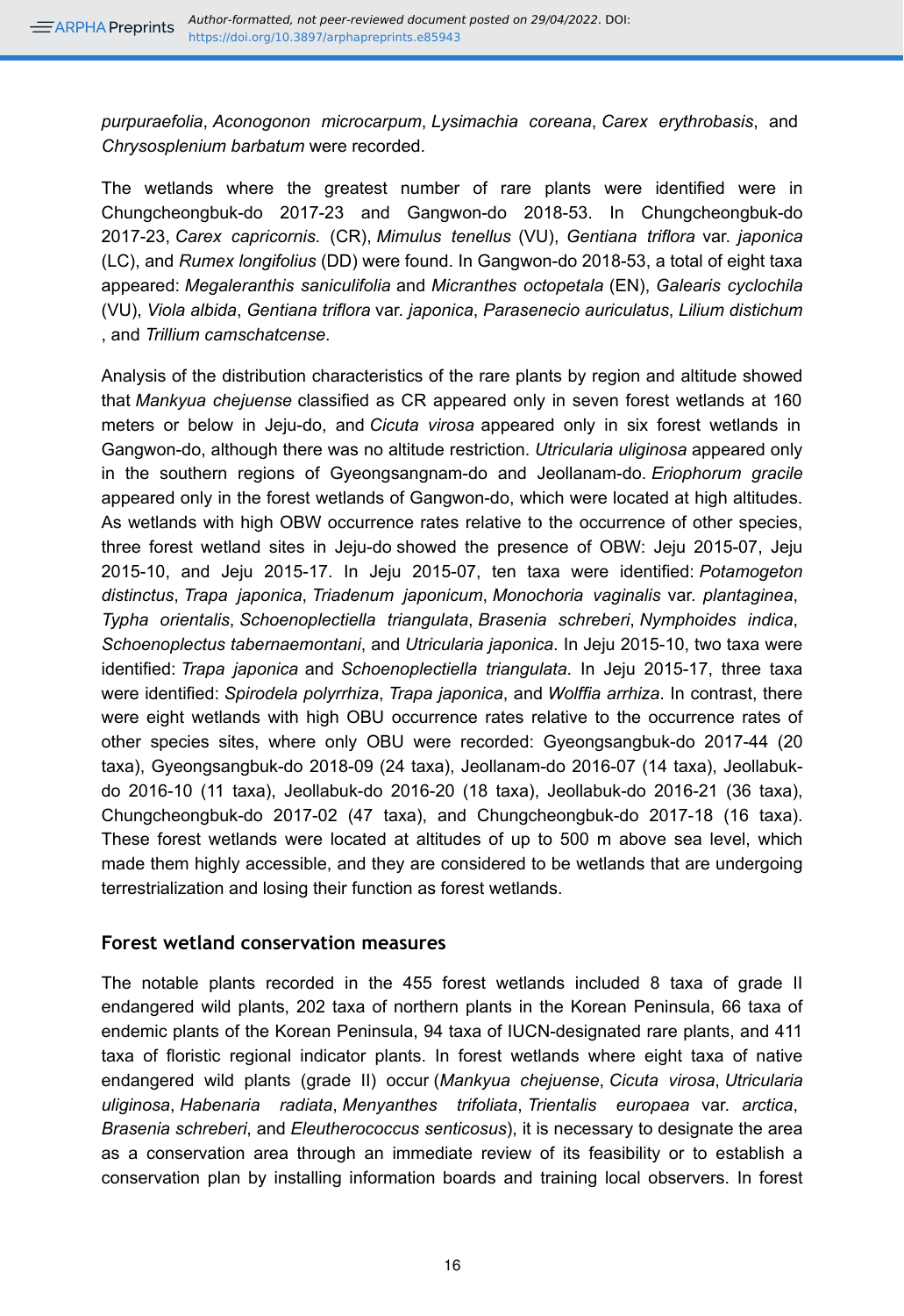*purpuraefolia*, *Aconogonon microcarpum*, *Lysimachia coreana*, *Carex erythrobasis*, and *Chrysosplenium barbatum* were recorded.

The wetlands where the greatest number of rare plants were identified were in Chungcheongbuk-do 2017-23 and Gangwon-do 2018-53. In Chungcheongbuk-do 2017-23, *Carex capricornis*. (CR), *Mimulus tenellus* (VU), *Gentiana triflora* var. *japonica* (LC), and *Rumex longifolius* (DD) were found. In Gangwon-do 2018-53, a total of eight taxa appeared: *Megaleranthis saniculifolia* and *Micranthes octopetala* (EN), *Galearis cyclochila* (VU), *Viola albida*, *Gentiana triflora* var. *japonica*, *Parasenecio auriculatus*, *Lilium distichum* , and *Trillium camschatcense*.

Analysis of the distribution characteristics of the rare plants by region and altitude showed that *Mankyua chejuense* classified as CR appeared only in seven forest wetlands at 160 meters or below in Jeju-do, and *Cicuta virosa* appeared only in six forest wetlands in Gangwon-do, although there was no altitude restriction. *Utricularia uliginosa* appeared only in the southern regions of Gyeongsangnam-do and Jeollanam-do. *Eriophorum gracile* appeared only in the forest wetlands of Gangwon-do, which were located at high altitudes. As wetlands with high OBW occurrence rates relative to the occurrence of other species, three forest wetland sites in Jeju-do showed the presence of OBW: Jeju 2015-07, Jeju 2015-10, and Jeju 2015-17. In Jeju 2015-07, ten taxa were identified: *Potamogeton distinctus*, *Trapa japonica*, *Triadenum japonicum*, *Monochoria vaginalis* var. *plantaginea*, *Typha orientalis*, *Schoenoplectiella triangulata*, *Brasenia schreberi*, *Nymphoides indica*, *Schoenoplectus tabernaemontani*, and *Utricularia japonica*. In Jeju 2015-10, two taxa were identified: *Trapa japonica* and *Schoenoplectiella triangulata*. In Jeju 2015-17, three taxa were identified: *Spirodela polyrrhiza*, *Trapa japonica*, and *Wolffia arrhiza*. In contrast, there were eight wetlands with high OBU occurrence rates relative to the occurrence rates of other species sites, where only OBU were recorded: Gyeongsangbuk-do 2017-44 (20 taxa), Gyeongsangbuk-do 2018-09 (24 taxa), Jeollanam-do 2016-07 (14 taxa), Jeollabuk-do 2016-10 (11 taxa), Jeollabuk-do 2016-20 (18 taxa), Jeollabuk-do 2016-21 (36 taxa), Chungcheongbuk-do 2017-02 (47 taxa), and Chungcheongbuk-do 2017-18 (16 taxa). These forest wetlands were located at altitudes of up to 500 m above sea level, which made them highly accessible, and they are considered to be wetlands that are undergoing terrestrialization and losing their function as forest wetlands.

### Forest wetland conservation measures

The notable plants recorded in the 455 forest wetlands included 8 taxa of grade II endangered wild plants, 202 taxa of northern plants in the Korean Peninsula, 66 taxa of endemic plants of the Korean Peninsula, 94 taxa of IUCN-designated rare plants, and 411 taxa of floristic regional indicator plants. In forest wetlands where eight taxa of native endangered wild plants (grade II) occur (*Mankyua chejuense*, *Cicuta virosa*, *Utricularia uliginosa*, *Habenaria radiata*, *Menyanthes trifoliata*, *Trientalis europaea* var. *arctica*, *Brasenia schreberi*, and *Eleutherococcus senticosus*), it is necessary to designate the area as a conservation area through an immediate review of its feasibility or to establish a conservation plan by installing information boards and training local observers. In forest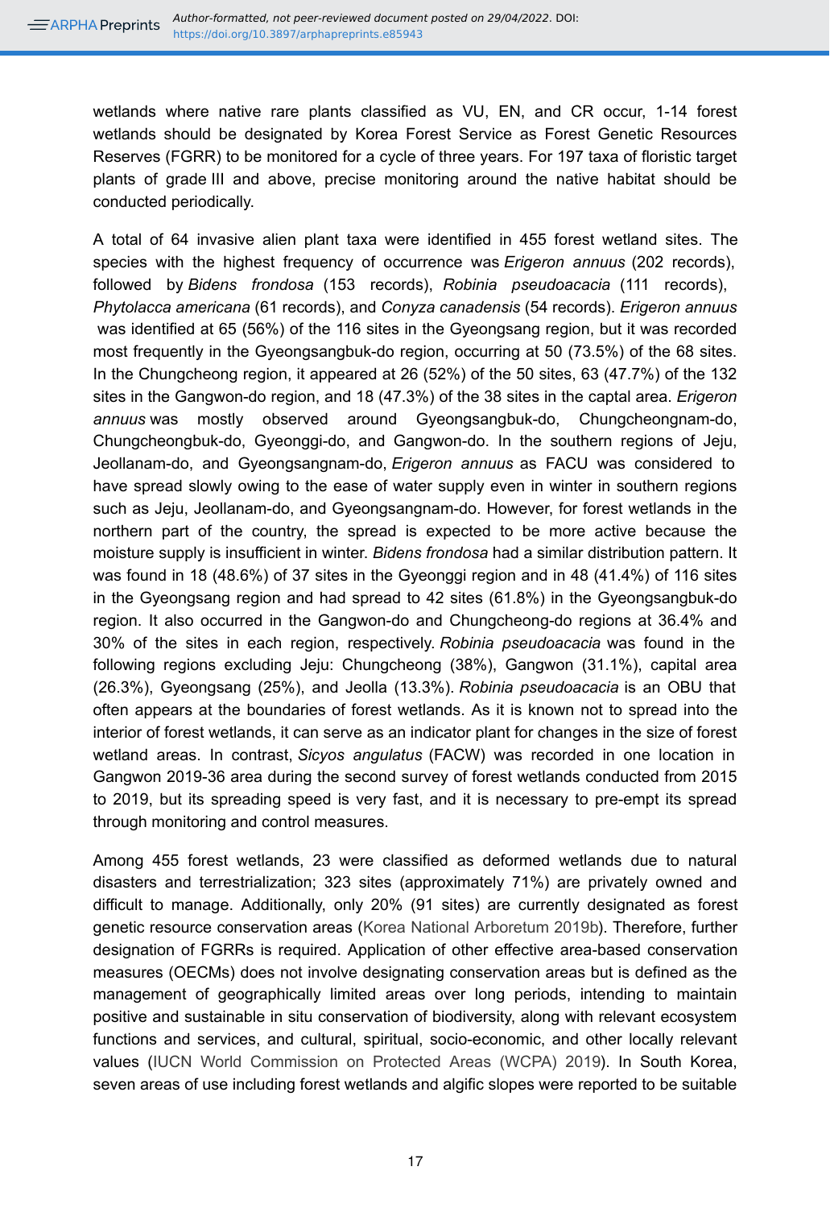wetlands where native rare plants classified as VU, EN, and CR occur, 1-14 forest wetlands should be designated by Korea Forest Service as Forest Genetic Resources Reserves (FGRR) to be monitored for a cycle of three years. For 197 taxa of floristic target plants of grade III and above, precise monitoring around the native habitat should be conducted periodically.

A total of 64 invasive alien plant taxa were identified in 455 forest wetland sites. The species with the highest frequency of occurrence was *Erigeron annuus* (202 records), followed by *Bidens frondosa* (153 records), *Robinia pseudoacacia* (111 records), *Phytolacca americana* (61 records), and *Conyza canadensis* (54 records). *Erigeron annuus* was identified at 65 (56%) of the 116 sites in the Gyeongsang region, but it was recorded most frequently in the Gyeongsangbuk-do region, occurring at 50 (73.5%) of the 68 sites. In the Chungcheong region, it appeared at 26 (52%) of the 50 sites, 63 (47.7%) of the 132 sites in the Gangwon-do region, and 18 (47.3%) of the 38 sites in the captal area. *Erigeron annuus* was mostly observed around Gyeongsangbuk-do, Chungcheongnam-do, Chungcheongbuk-do, Gyeonggi-do, and Gangwon-do. In the southern regions of Jeju, Jeollanam-do, and Gyeongsangnam-do, *Erigeron annuus* as FACU was considered to have spread slowly owing to the ease of water supply even in winter in southern regions such as Jeju, Jeollanam-do, and Gyeongsangnam-do. However, for forest wetlands in the northern part of the country, the spread is expected to be more active because the moisture supply is insufficient in winter. *Bidens frondosa* had a similar distribution pattern. It was found in 18 (48.6%) of 37 sites in the Gyeonggi region and in 48 (41.4%) of 116 sites in the Gyeongsang region and had spread to 42 sites (61.8%) in the Gyeongsangbuk-do region. It also occurred in the Gangwon-do and Chungcheong-do regions at 36.4% and 30% of the sites in each region, respectively. *Robinia pseudoacacia* was found in the following regions excluding Jeju: Chungcheong (38%), Gangwon (31.1%), capital area (26.3%), Gyeongsang (25%), and Jeolla (13.3%). *Robinia pseudoacacia* is an OBU that often appears at the boundaries of forest wetlands. As it is known not to spread into the interior of forest wetlands, it can serve as an indicator plant for changes in the size of forest wetland areas. In contrast, *Sicyos angulatus* (FACW) was recorded in one location in Gangwon 2019-36 area during the second survey of forest wetlands conducted from 2015 to 2019, but its spreading speed is very fast, and it is necessary to pre-empt its spread through monitoring and control measures.

Among 455 forest wetlands, 23 were classified as deformed wetlands due to natural disasters and terrestrialization; 323 sites (approximately 71%) are privately owned and difficult to manage. Additionally, only 20% (91 sites) are currently designated as forest genetic resource conservation areas (Korea National Arboretum 2019b). Therefore, further designation of FGRRs is required. Application of other effective area-based conservation measures (OECMs) does not involve designating conservation areas but is defined as the management of geographically limited areas over long periods, intending to maintain positive and sustainable in situ conservation of biodiversity, along with relevant ecosystem functions and services, and cultural, spiritual, socio-economic, and other locally relevant values (IUCN World Commission on Protected Areas (WCPA) 2019). In South Korea, seven areas of use including forest wetlands and algific slopes were reported to be suitable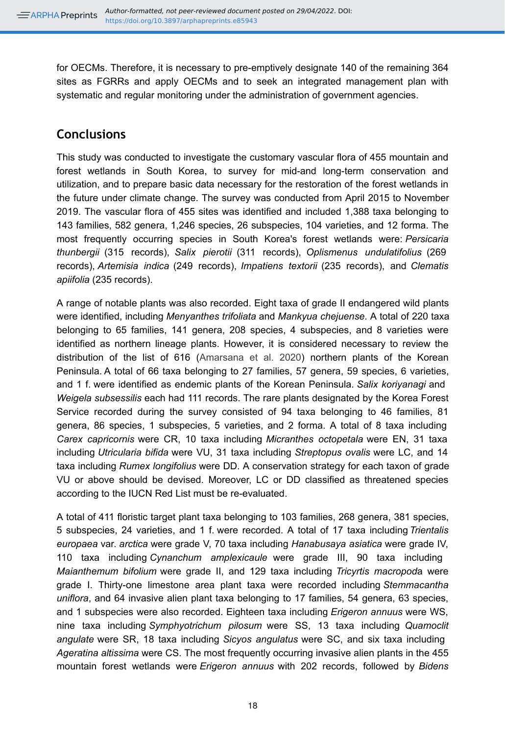for OECMs. Therefore, it is necessary to pre-emptively designate 140 of the remaining 364 sites as FGRRs and apply OECMs and to seek an integrated management plan with systematic and regular monitoring under the administration of government agencies.

## Conclusions

This study was conducted to investigate the customary vascular flora of 455 mountain and forest wetlands in South Korea, to survey for mid-and long-term conservation and utilization, and to prepare basic data necessary for the restoration of the forest wetlands in the future under climate change. The survey was conducted from April 2015 to November 2019. The vascular flora of 455 sites was identified and included 1,388 taxa belonging to 143 families, 582 genera, 1,246 species, 26 subspecies, 104 varieties, and 12 forma. The most frequently occurring species in South Korea's forest wetlands were: *Persicaria thunbergii* (315 records), *Salix pierotii* (311 records), *Oplismenus undulatifolius* (269 records), *Artemisia indica* (249 records), *Impatiens textorii* (235 records), and *Clematis apiifolia* (235 records).

A range of notable plants was also recorded. Eight taxa of grade II endangered wild plants were identified, including *Menyanthes trifoliata* and *Mankyua chejuense*. A total of 220 taxa belonging to 65 families, 141 genera, 208 species, 4 subspecies, and 8 varieties were identified as northern lineage plants. However, it is considered necessary to review the distribution of the list of 616 (Amarsana et al. 2020) northern plants of the Korean Peninsula. A total of 66 taxa belonging to 27 families, 57 genera, 59 species, 6 varieties, and 1 f. were identified as endemic plants of the Korean Peninsula. *Salix koriyanagi* and *Weigela subsessilis* each had 111 records. The rare plants designated by the Korea Forest Service recorded during the survey consisted of 94 taxa belonging to 46 families, 81 genera, 86 species, 1 subspecies, 5 varieties, and 2 forma. A total of 8 taxa including *Carex capricornis* were CR, 10 taxa including *Micranthes octopetala* were EN, 31 taxa including *Utricularia bifida* were VU, 31 taxa including *Streptopus ovalis* were LC, and 14 taxa including *Rumex longifolius* were DD. A conservation strategy for each taxon of grade VU or above should be devised. Moreover, LC or DD classified as threatened species according to the IUCN Red List must be re-evaluated.

A total of 411 floristic target plant taxa belonging to 103 families, 268 genera, 381 species, 5 subspecies, 24 varieties, and 1 f. were recorded. A total of 17 taxa including *Trientalis europaea* var. *arctica* were grade V, 70 taxa including *Hanabusaya asiatica* were grade IV, 110 taxa including *Cynanchum amplexicaule* were grade III, 90 taxa including *Maianthemum bifolium* were grade II, and 129 taxa including *Tricyrtis macropoda* were grade I. Thirty-one limestone area plant taxa were recorded including *Stemmacantha uniflora*, and 64 invasive alien plant taxa belonging to 17 families, 54 genera, 63 species, and 1 subspecies were also recorded. Eighteen taxa including *Erigeron annuus* were WS, nine taxa including *Symphyotrichum pilosum* were SS, 13 taxa including *Quamoclit angulate* were SR, 18 taxa including *Sicyos angulatus* were SC, and six taxa including *Ageratina altissima* were CS. The most frequently occurring invasive alien plants in the 455 mountain forest wetlands were *Erigeron annuus* with 202 records, followed by *Bidens*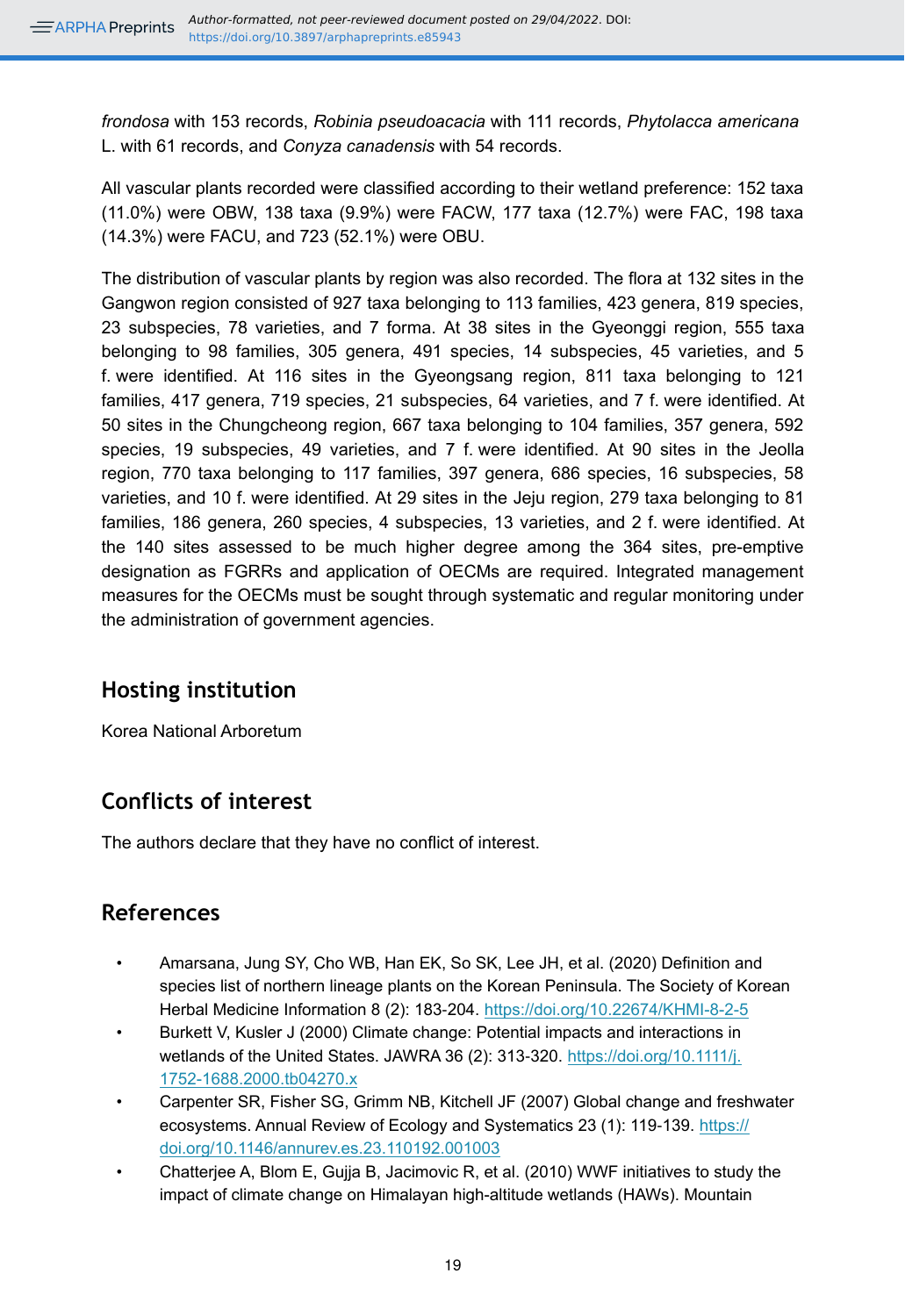*frondosa* with 153 records, *Robinia pseudoacacia* with 111 records, *Phytolacca americana* L. with 61 records, and *Conyza canadensis* with 54 records.

All vascular plants recorded were classified according to their wetland preference: 152 taxa (11.0%) were OBW, 138 taxa (9.9%) were FACW, 177 taxa (12.7%) were FAC, 198 taxa (14.3%) were FACU, and 723 (52.1%) were OBU.

The distribution of vascular plants by region was also recorded. The flora at 132 sites in the Gangwon region consisted of 927 taxa belonging to 113 families, 423 genera, 819 species, 23 subspecies, 78 varieties, and 7 forma. At 38 sites in the Gyeonggi region, 555 taxa belonging to 98 families, 305 genera, 491 species, 14 subspecies, 45 varieties, and 5 f. were identified. At 116 sites in the Gyeongsang region, 811 taxa belonging to 121 families, 417 genera, 719 species, 21 subspecies, 64 varieties, and 7 f. were identified. At 50 sites in the Chungcheong region, 667 taxa belonging to 104 families, 357 genera, 592 species, 19 subspecies, 49 varieties, and 7 f. were identified. At 90 sites in the Jeolla region, 770 taxa belonging to 117 families, 397 genera, 686 species, 16 subspecies, 58 varieties, and 10 f. were identified. At 29 sites in the Jeju region, 279 taxa belonging to 81 families, 186 genera, 260 species, 4 subspecies, 13 varieties, and 2 f. were identified. At the 140 sites assessed to be much higher degree among the 364 sites, pre-emptive designation as FGRRs and application of OECMs are required. Integrated management measures for the OECMs must be sought through systematic and regular monitoring under the administration of government agencies.

## Hosting institution

Korea National Arboretum

## Conflicts of interest

The authors declare that they have no conflict of interest.

## References

- Amarsana, Jung SY, Cho WB, Han EK, So SK, Lee JH, et al. (2020) Definition and species list of northern lineage plants on the Korean Peninsula. The Society of Korean Herbal Medicine Information 8 (2): 183-204. https://doi.org/10.22674/KHMI-8-2-5
- Burkett V, Kusler J (2000) Climate change: Potential impacts and interactions in wetlands of the United States. JAWRA 36 (2): 313-320. https://doi.org/10.1111/j.1752-1688.2000.tb04270.x
- Carpenter SR, Fisher SG, Grimm NB, Kitchell JF (2007) Global change and freshwater ecosystems. Annual Review of Ecology and Systematics 23 (1): 119-139. https://doi.org/10.1146/annurev.es.23.110192.001003
- Chatterjee A, Blom E, Gujja B, Jacimovic R, et al. (2010) WWF initiatives to study the impact of climate change on Himalayan high-altitude wetlands (HAWs). Mountain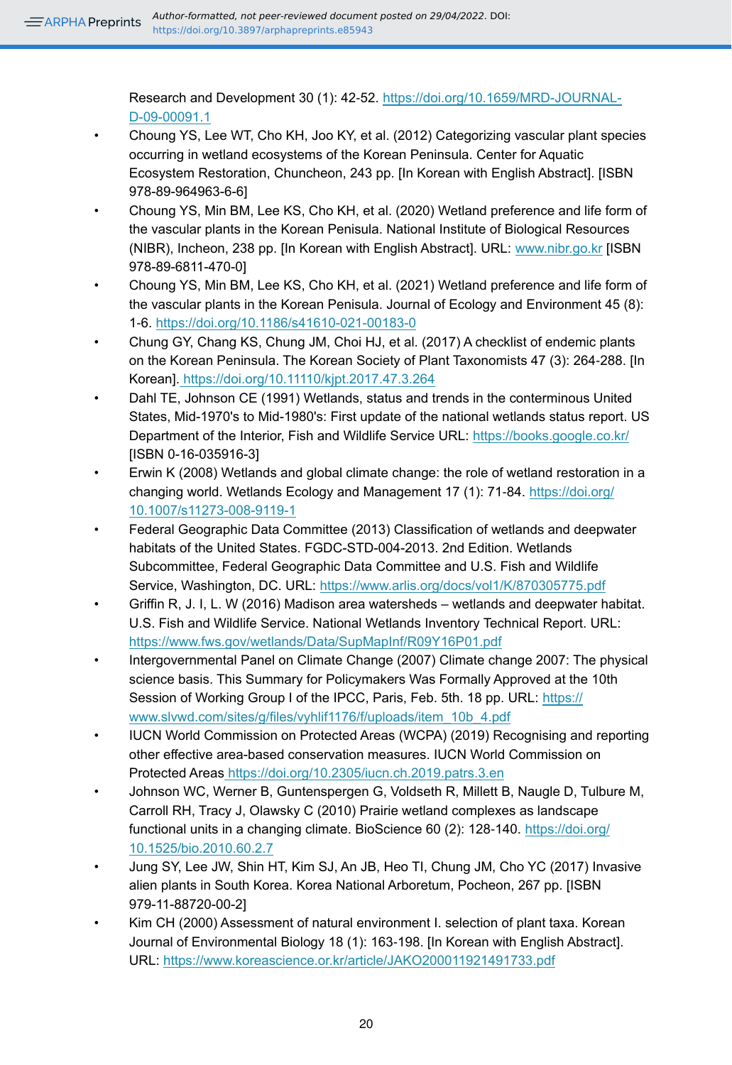Research and Development 30 (1): 42-52. https://doi.org/10.1659/MRD-JOURNAL-D-09-00091.1

- Choung YS, Lee WT, Cho KH, Joo KY, et al. (2012) Categorizing vascular plant species occurring in wetland ecosystems of the Korean Peninsula. Center for Aquatic Ecosystem Restoration, Chuncheon, 243 pp. [In Korean with English Abstract]. [ISBN 978-89-964963-6-6]
- Choung YS, Min BM, Lee KS, Cho KH, et al. (2020) Wetland preference and life form of the vascular plants in the Korean Penisula. National Institute of Biological Resources (NIBR), Incheon, 238 pp. [In Korean with English Abstract]. URL: www.nibr.go.kr [ISBN 978-89-6811-470-0]
- Choung YS, Min BM, Lee KS, Cho KH, et al. (2021) Wetland preference and life form of the vascular plants in the Korean Penisula. Journal of Ecology and Environment 45 (8): 1-6. https://doi.org/10.1186/s41610-021-00183-0
- Chung GY, Chang KS, Chung JM, Choi HJ, et al. (2017) A checklist of endemic plants on the Korean Peninsula. The Korean Society of Plant Taxonomists 47 (3): 264-288. [In Korean]. https://doi.org/10.11110/kjpt.2017.47.3.264
- Dahl TE, Johnson CE (1991) Wetlands, status and trends in the conterminous United States, Mid-1970's to Mid-1980's: First update of the national wetlands status report. US Department of the Interior, Fish and Wildlife Service URL: https://books.google.co.kr/ [ISBN 0-16-035916-3]
- Erwin K (2008) Wetlands and global climate change: the role of wetland restoration in a changing world. Wetlands Ecology and Management 17 (1): 71-84. https://doi.org/10.1007/s11273-008-9119-1
- Federal Geographic Data Committee (2013) Classification of wetlands and deepwater habitats of the United States. FGDC-STD-004-2013. 2nd Edition. Wetlands Subcommittee, Federal Geographic Data Committee and U.S. Fish and Wildlife Service, Washington, DC. URL: https://www.arlis.org/docs/vol1/K/870305775.pdf
- Griffin R, J. I, L. W (2016) Madison area watersheds – wetlands and deepwater habitat. U.S. Fish and Wildlife Service. National Wetlands Inventory Technical Report. URL: https://www.fws.gov/wetlands/Data/SupMapInf/R09Y16P01.pdf
- Intergovernmental Panel on Climate Change (2007) Climate change 2007: The physical science basis. This Summary for Policymakers Was Formally Approved at the 10th Session of Working Group I of the IPCC, Paris, Feb. 5th. 18 pp. URL: https://www.slvwd.com/sites/g/files/vyhlif1176/f/uploads/item_10b_4.pdf
- IUCN World Commission on Protected Areas (WCPA) (2019) Recognising and reporting other effective area-based conservation measures. IUCN World Commission on Protected Areas https://doi.org/10.2305/iucn.ch.2019.patrs.3.en
- Johnson WC, Werner B, Guntenspergen G, Voldseth R, Millett B, Naugle D, Tulbure M, Carroll RH, Tracy J, Olawsky C (2010) Prairie wetland complexes as landscape functional units in a changing climate. BioScience 60 (2): 128-140. https://doi.org/10.1525/bio.2010.60.2.7
- Jung SY, Lee JW, Shin HT, Kim SJ, An JB, Heo TI, Chung JM, Cho YC (2017) Invasive alien plants in South Korea. Korea National Arboretum, Pocheon, 267 pp. [ISBN 979-11-88720-00-2]
- Kim CH (2000) Assessment of natural environment I. selection of plant taxa. Korean Journal of Environmental Biology 18 (1): 163-198. [In Korean with English Abstract]. URL: https://www.koreascience.or.kr/article/JAKO200011921491733.pdf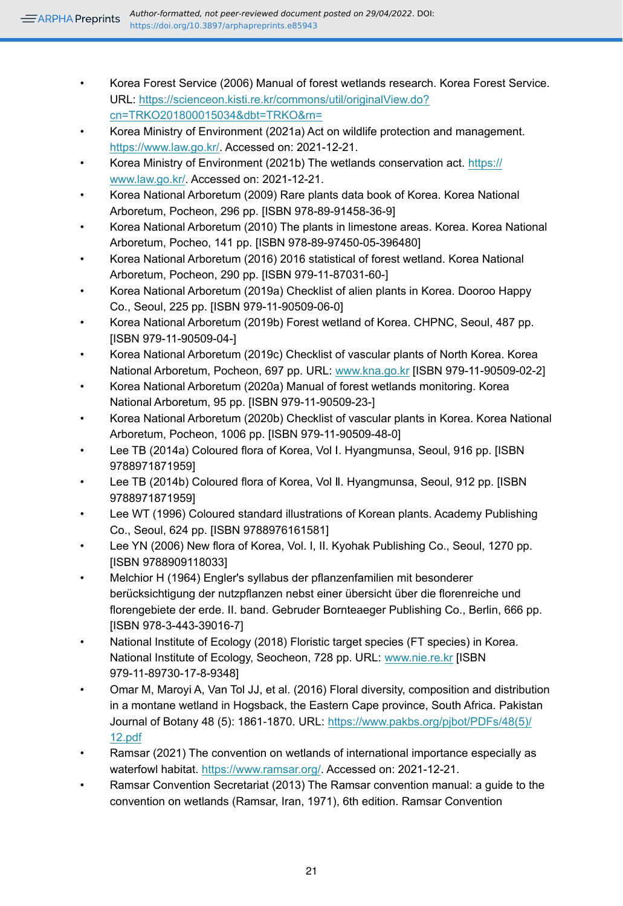- Korea Forest Service (2006) Manual of forest wetlands research. Korea Forest Service. URL: https://scienceon.kisti.re.kr/commons/util/originalView.do?cn=TRKO201800015034&dbt=TRKO&rn=
- Korea Ministry of Environment (2021a) Act on wildlife protection and management. https://www.law.go.kr/. Accessed on: 2021-12-21.
- Korea Ministry of Environment (2021b) The wetlands conservation act. https://www.law.go.kr/. Accessed on: 2021-12-21.
- Korea National Arboretum (2009) Rare plants data book of Korea. Korea National Arboretum, Pocheon, 296 pp. [ISBN 978-89-91458-36-9]
- Korea National Arboretum (2010) The plants in limestone areas. Korea. Korea National Arboretum, Pocheo, 141 pp. [ISBN 978-89-97450-05-396480]
- Korea National Arboretum (2016) 2016 statistical of forest wetland. Korea National Arboretum, Pocheon, 290 pp. [ISBN 979-11-87031-60-]
- Korea National Arboretum (2019a) Checklist of alien plants in Korea. Dooroo Happy Co., Seoul, 225 pp. [ISBN 979-11-90509-06-0]
- Korea National Arboretum (2019b) Forest wetland of Korea. CHPNC, Seoul, 487 pp. [ISBN 979-11-90509-04-]
- Korea National Arboretum (2019c) Checklist of vascular plants of North Korea. Korea National Arboretum, Pocheon, 697 pp. URL: www.kna.go.kr [ISBN 979-11-90509-02-2]
- Korea National Arboretum (2020a) Manual of forest wetlands monitoring. Korea National Arboretum, 95 pp. [ISBN 979-11-90509-23-]
- Korea National Arboretum (2020b) Checklist of vascular plants in Korea. Korea National Arboretum, Pocheon, 1006 pp. [ISBN 979-11-90509-48-0]
- Lee TB (2014a) Coloured flora of Korea, Vol I. Hyangmunsa, Seoul, 916 pp. [ISBN 9788971871959]
- Lee TB (2014b) Coloured flora of Korea, Vol Ⅱ. Hyangmunsa, Seoul, 912 pp. [ISBN 9788971871959]
- Lee WT (1996) Coloured standard illustrations of Korean plants. Academy Publishing Co., Seoul, 624 pp. [ISBN 9788976161581]
- Lee YN (2006) New flora of Korea, Vol. I, II. Kyohak Publishing Co., Seoul, 1270 pp. [ISBN 9788909118033]
- Melchior H (1964) Engler's syllabus der pflanzenfamilien mit besonderer berücksichtigung der nutzpflanzen nebst einer übersicht über die florenreiche und florengebiete der erde. II. band. Gebruder Bornteaeger Publishing Co., Berlin, 666 pp. [ISBN 978-3-443-39016-7]
- National Institute of Ecology (2018) Floristic target species (FT species) in Korea. National Institute of Ecology, Seocheon, 728 pp. URL: www.nie.re.kr [ISBN 979-11-89730-17-8-9348]
- Omar M, Maroyi A, Van Tol JJ, et al. (2016) Floral diversity, composition and distribution in a montane wetland in Hogsback, the Eastern Cape province, South Africa. Pakistan Journal of Botany 48 (5): 1861-1870. URL: https://www.pakbs.org/pjbot/PDFs/48(5)/12.pdf
- Ramsar (2021) The convention on wetlands of international importance especially as waterfowl habitat. https://www.ramsar.org/. Accessed on: 2021-12-21.
- Ramsar Convention Secretariat (2013) The Ramsar convention manual: a guide to the convention on wetlands (Ramsar, Iran, 1971), 6th edition. Ramsar Convention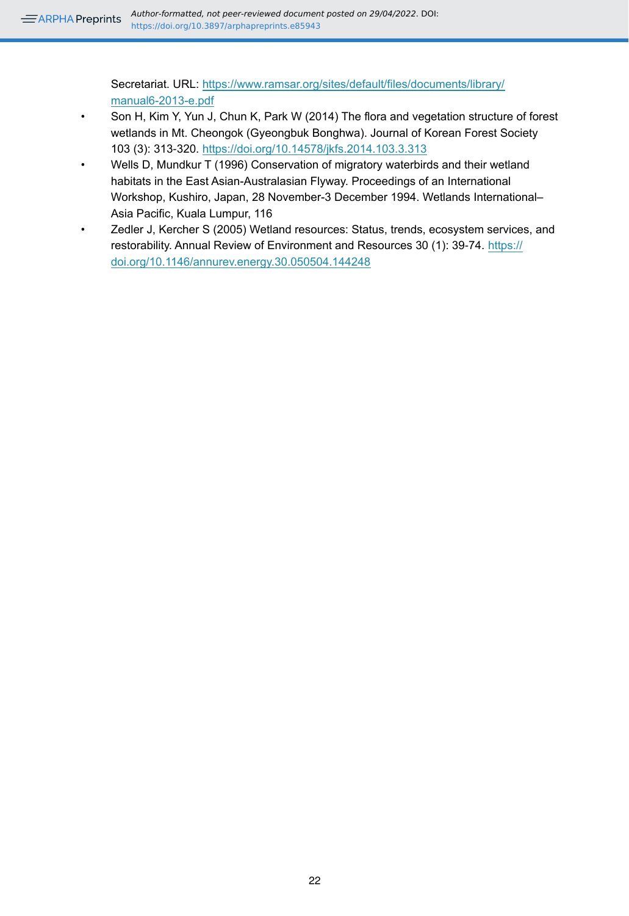Secretariat. URL: https://www.ramsar.org/sites/default/files/documents/library/manual6-2013-e.pdf

- Son H, Kim Y, Yun J, Chun K, Park W (2014) The flora and vegetation structure of forest wetlands in Mt. Cheongok (Gyeongbuk Bonghwa). Journal of Korean Forest Society 103 (3): 313-320. https://doi.org/10.14578/jkfs.2014.103.3.313
- Wells D, Mundkur T (1996) Conservation of migratory waterbirds and their wetland habitats in the East Asian-Australasian Flyway. Proceedings of an International Workshop, Kushiro, Japan, 28 November-3 December 1994. Wetlands International–Asia Pacific, Kuala Lumpur, 116
- Zedler J, Kercher S (2005) Wetland resources: Status, trends, ecosystem services, and restorability. Annual Review of Environment and Resources 30 (1): 39-74. https://doi.org/10.1146/annurev.energy.30.050504.144248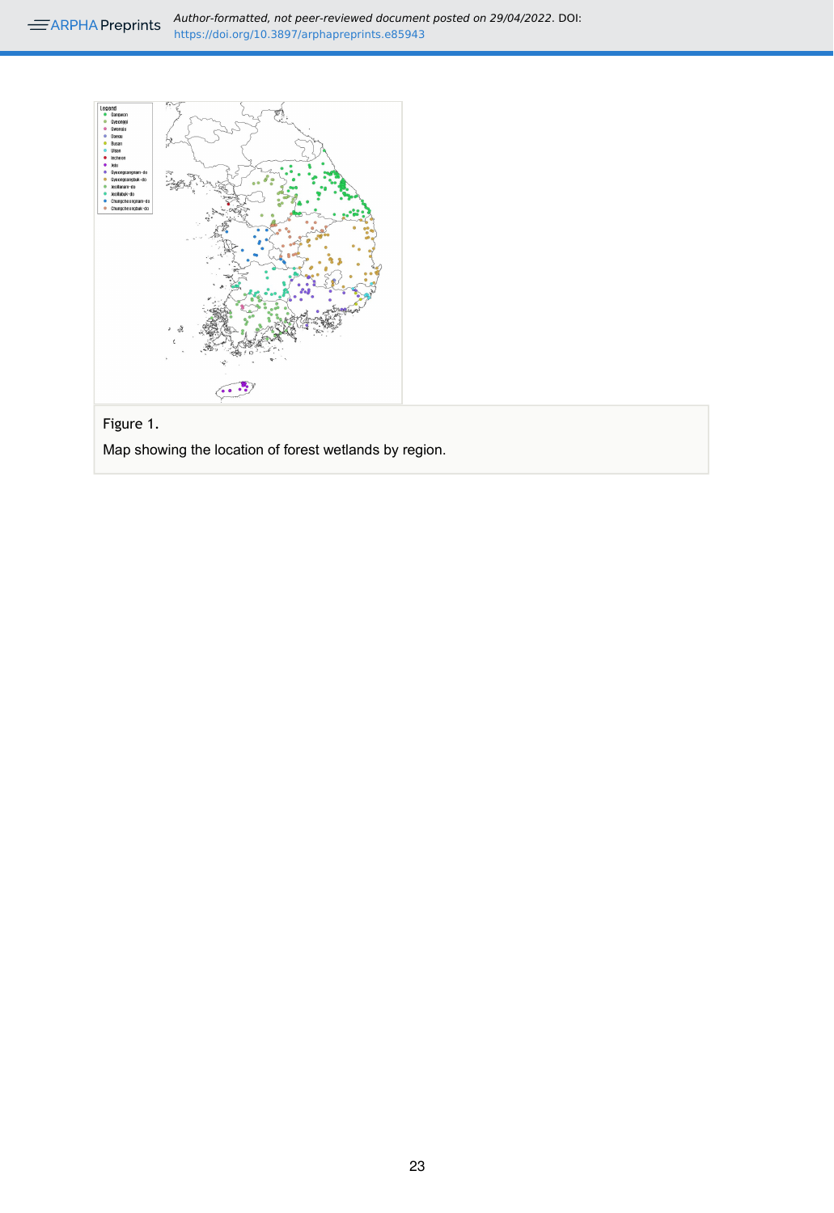Figure 1.

Map showing the location of forest wetlands by region.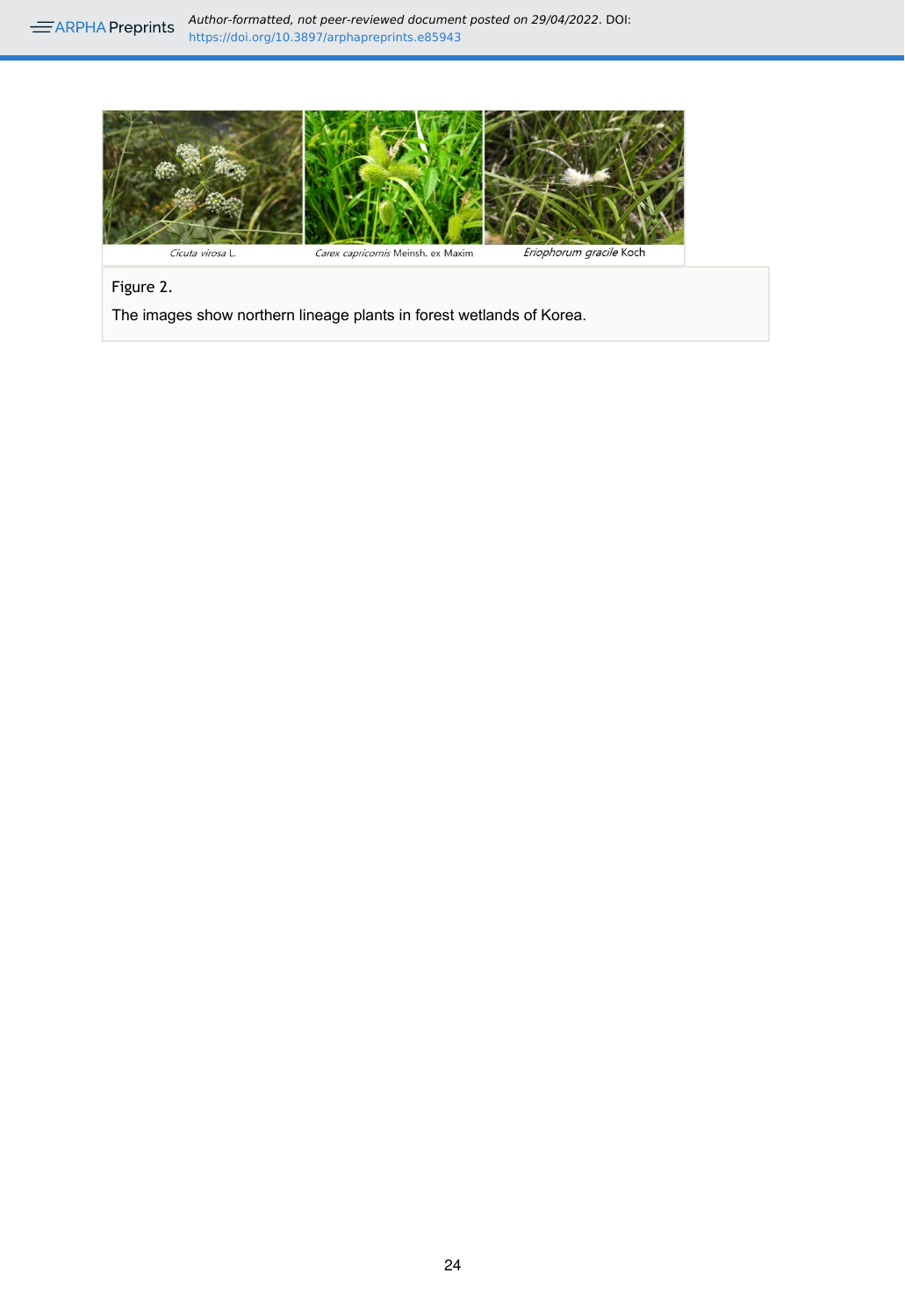*Cicuta virosa* L. *Carex capricornis* Meinsh. ex Maxim *Eriophorum gracile* Koch

Figure 2.

The images show northern lineage plants in forest wetlands of Korea.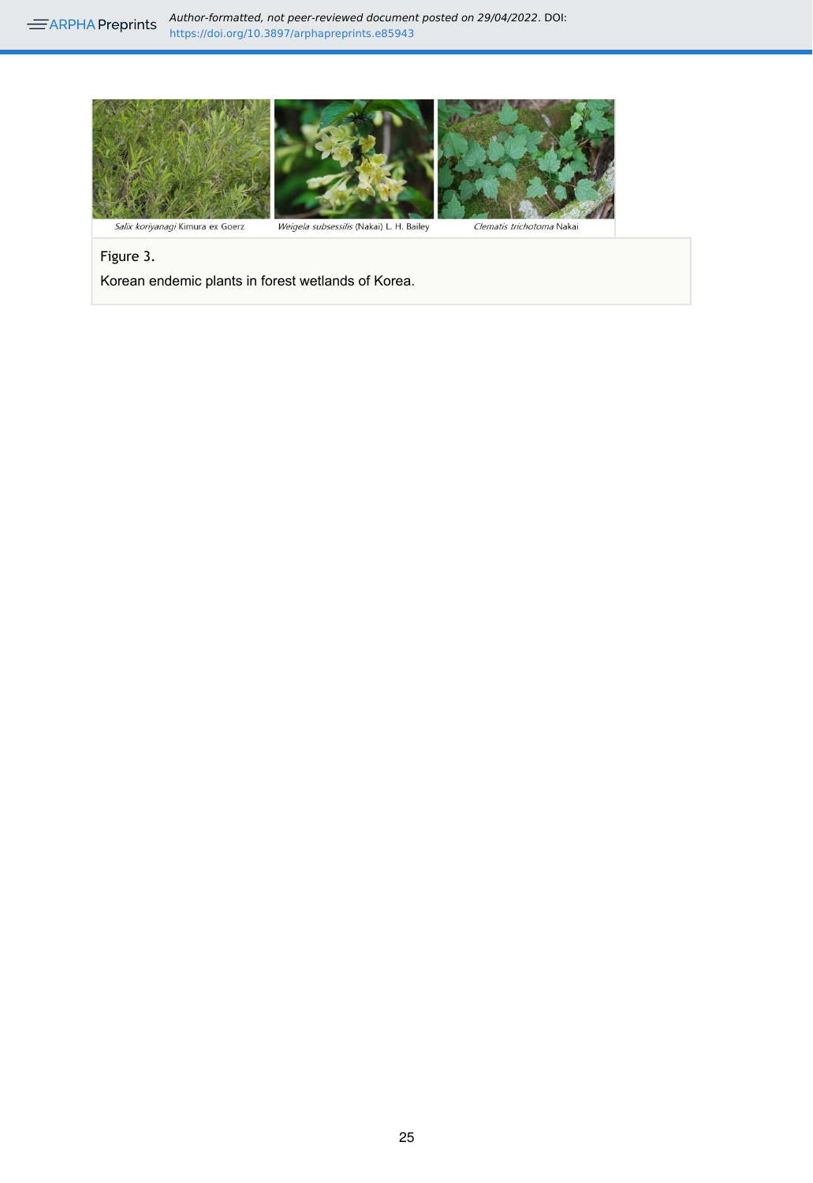*Salix koriyanagi* Kimura ex Goerz | *Weigela subsessilis* (Nakai) L. H. Bailey | *Clematis trichotoma* Nakai

Figure 3.

Korean endemic plants in forest wetlands of Korea.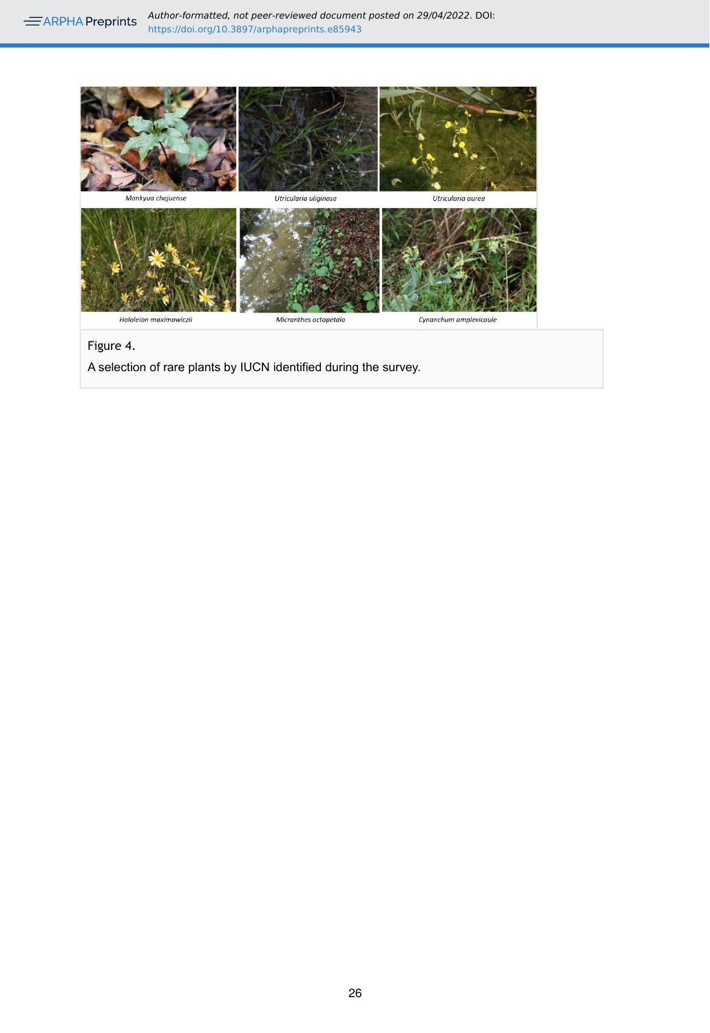Figure 4.

A selection of rare plants by IUCN identified during the survey.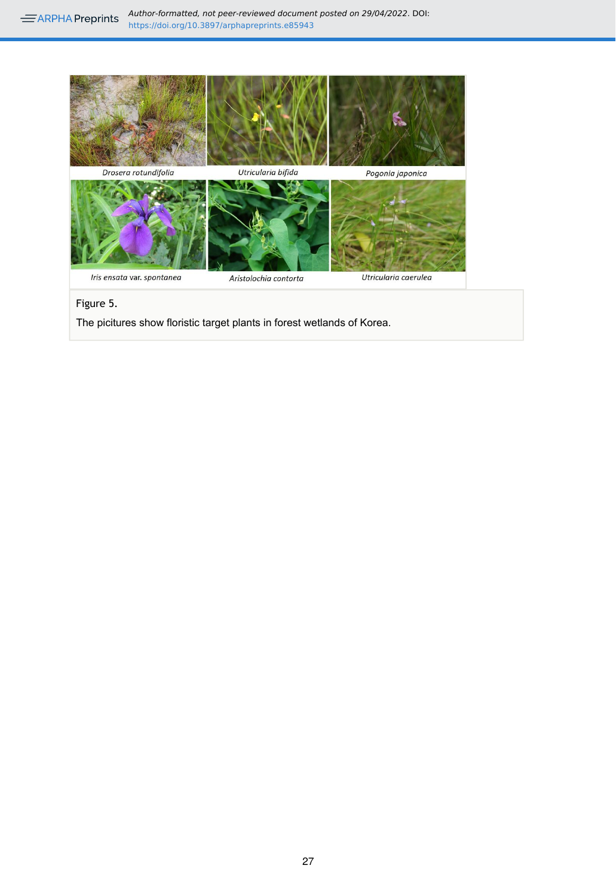*Drosera rotundifolia* | *Utricularia bifida* | *Pogonia japonica*

*Iris ensata* var. *spontanea* | *Aristolochia contorta* | *Utricularia caerulea*

Figure 5.

The picitures show floristic target plants in forest wetlands of Korea.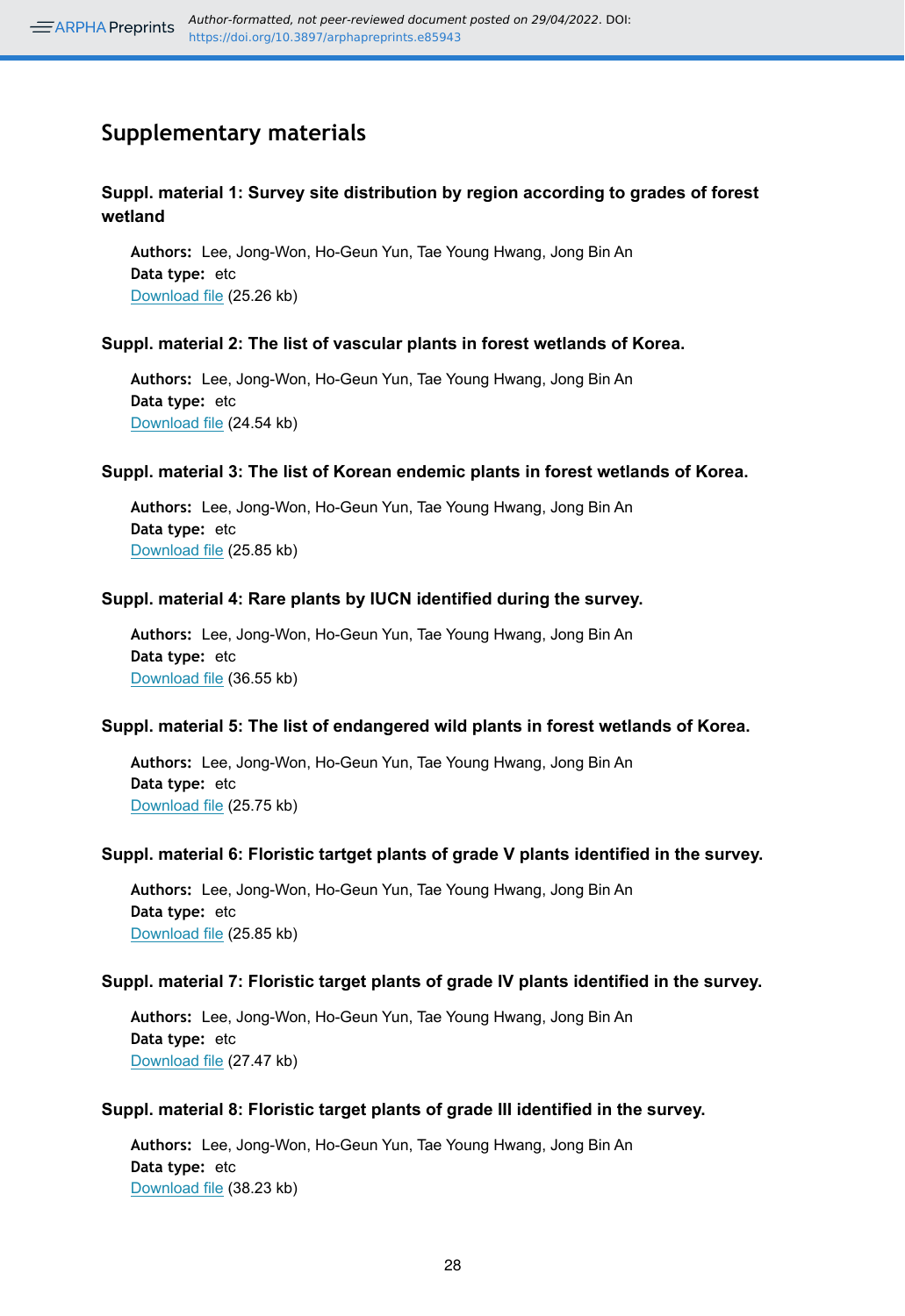## Supplementary materials

### Suppl. material 1: Survey site distribution by region according to grades of forest wetland

**Authors:** Lee, Jong-Won, Ho-Geun Yun, Tae Young Hwang, Jong Bin An
**Data type:** etc
Download file (25.26 kb)

### Suppl. material 2: The list of vascular plants in forest wetlands of Korea.

**Authors:** Lee, Jong-Won, Ho-Geun Yun, Tae Young Hwang, Jong Bin An
**Data type:** etc
Download file (24.54 kb)

### Suppl. material 3: The list of Korean endemic plants in forest wetlands of Korea.

**Authors:** Lee, Jong-Won, Ho-Geun Yun, Tae Young Hwang, Jong Bin An
**Data type:** etc
Download file (25.85 kb)

### Suppl. material 4: Rare plants by IUCN identified during the survey.

**Authors:** Lee, Jong-Won, Ho-Geun Yun, Tae Young Hwang, Jong Bin An
**Data type:** etc
Download file (36.55 kb)

### Suppl. material 5: The list of endangered wild plants in forest wetlands of Korea.

**Authors:** Lee, Jong-Won, Ho-Geun Yun, Tae Young Hwang, Jong Bin An
**Data type:** etc
Download file (25.75 kb)

### Suppl. material 6: Floristic tartget plants of grade V plants identified in the survey.

**Authors:** Lee, Jong-Won, Ho-Geun Yun, Tae Young Hwang, Jong Bin An
**Data type:** etc
Download file (25.85 kb)

### Suppl. material 7: Floristic target plants of grade IV plants identified in the survey.

**Authors:** Lee, Jong-Won, Ho-Geun Yun, Tae Young Hwang, Jong Bin An
**Data type:** etc
Download file (27.47 kb)

### Suppl. material 8: Floristic target plants of grade III identified in the survey.

**Authors:** Lee, Jong-Won, Ho-Geun Yun, Tae Young Hwang, Jong Bin An
**Data type:** etc
Download file (38.23 kb)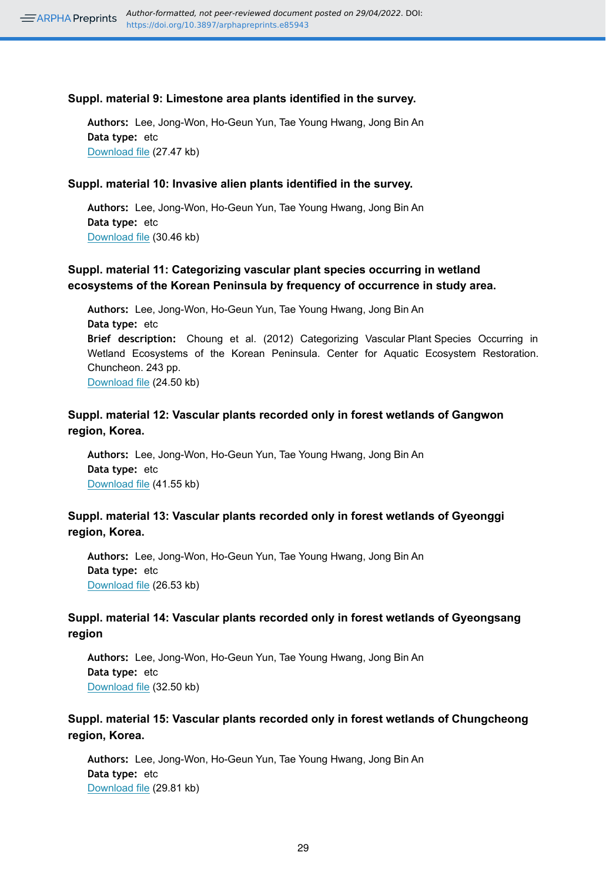#### Suppl. material 9: Limestone area plants identified in the survey.

**Authors:** Lee, Jong-Won, Ho-Geun Yun, Tae Young Hwang, Jong Bin An
**Data type:** etc
Download file (27.47 kb)

#### Suppl. material 10: Invasive alien plants identified in the survey.

**Authors:** Lee, Jong-Won, Ho-Geun Yun, Tae Young Hwang, Jong Bin An
**Data type:** etc
Download file (30.46 kb)

#### Suppl. material 11: Categorizing vascular plant species occurring in wetland ecosystems of the Korean Peninsula by frequency of occurrence in study area.

**Authors:** Lee, Jong-Won, Ho-Geun Yun, Tae Young Hwang, Jong Bin An
**Data type:** etc
**Brief description:** Choung et al. (2012) Categorizing Vascular Plant Species Occurring in Wetland Ecosystems of the Korean Peninsula. Center for Aquatic Ecosystem Restoration. Chuncheon. 243 pp.
Download file (24.50 kb)

#### Suppl. material 12: Vascular plants recorded only in forest wetlands of Gangwon region, Korea.

**Authors:** Lee, Jong-Won, Ho-Geun Yun, Tae Young Hwang, Jong Bin An
**Data type:** etc
Download file (41.55 kb)

#### Suppl. material 13: Vascular plants recorded only in forest wetlands of Gyeonggi region, Korea.

**Authors:** Lee, Jong-Won, Ho-Geun Yun, Tae Young Hwang, Jong Bin An
**Data type:** etc
Download file (26.53 kb)

#### Suppl. material 14: Vascular plants recorded only in forest wetlands of Gyeongsang region

**Authors:** Lee, Jong-Won, Ho-Geun Yun, Tae Young Hwang, Jong Bin An
**Data type:** etc
Download file (32.50 kb)

#### Suppl. material 15: Vascular plants recorded only in forest wetlands of Chungcheong region, Korea.

**Authors:** Lee, Jong-Won, Ho-Geun Yun, Tae Young Hwang, Jong Bin An
**Data type:** etc
Download file (29.81 kb)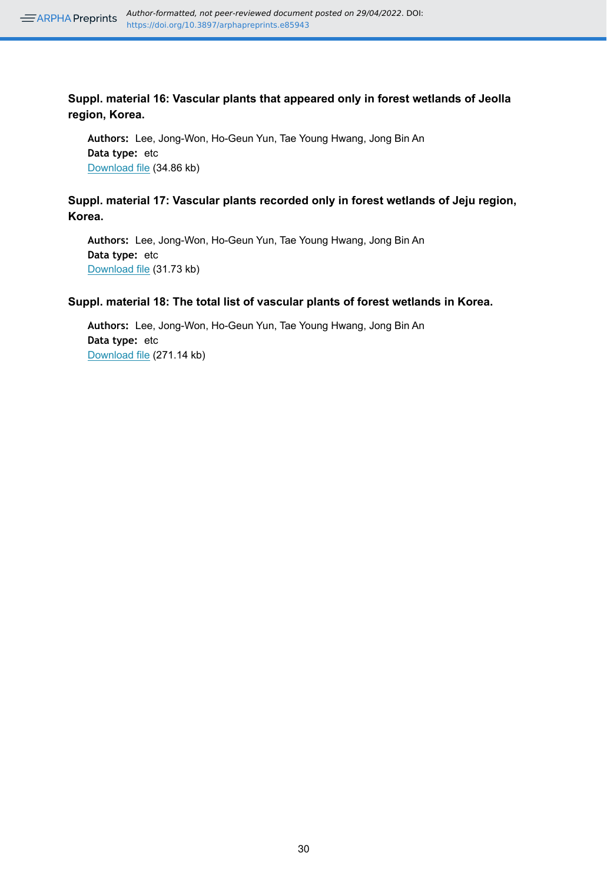**Suppl. material 16: Vascular plants that appeared only in forest wetlands of Jeolla region, Korea.**

**Authors:** Lee, Jong-Won, Ho-Geun Yun, Tae Young Hwang, Jong Bin An
**Data type:** etc
Download file (34.86 kb)

**Suppl. material 17: Vascular plants recorded only in forest wetlands of Jeju region, Korea.**

**Authors:** Lee, Jong-Won, Ho-Geun Yun, Tae Young Hwang, Jong Bin An
**Data type:** etc
Download file (31.73 kb)

**Suppl. material 18: The total list of vascular plants of forest wetlands in Korea.**

**Authors:** Lee, Jong-Won, Ho-Geun Yun, Tae Young Hwang, Jong Bin An
**Data type:** etc
Download file (271.14 kb)